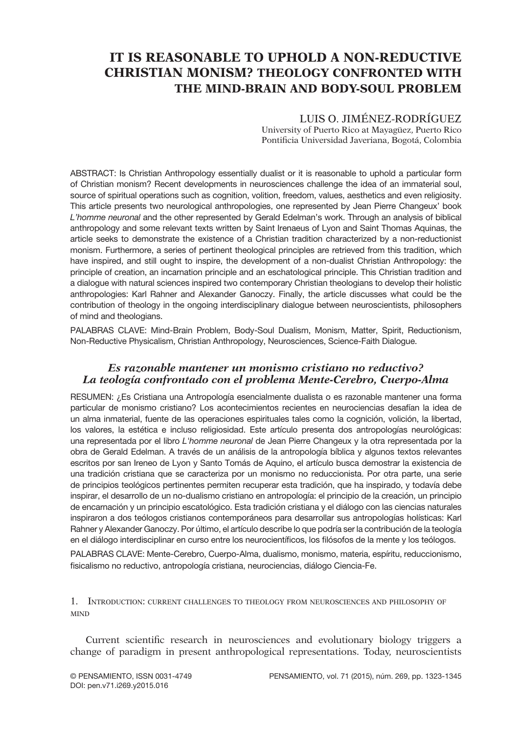# IT IS REASONABLE TO UPHOLD A NON-REDUCTIVE CHRISTIAN MONISM? THEOLOGY CONFRONTED WITH THE MIND-BRAIN AND BODY-SOUL PROBLEM

LUIS O. JIMÉNEZ-RODRÍGUEZ
University of Puerto Rico at Mayagüez, Puerto Rico
Pontificia Universidad Javeriana, Bogotá, Colombia

ABSTRACT: Is Christian Anthropology essentially dualist or it is reasonable to uphold a particular form of Christian monism? Recent developments in neurosciences challenge the idea of an immaterial soul, source of spiritual operations such as cognition, volition, freedom, values, aesthetics and even religiosity. This article presents two neurological anthropologies, one represented by Jean Pierre Changeux' book *L'homme neuronal* and the other represented by Gerald Edelman's work. Through an analysis of biblical anthropology and some relevant texts written by Saint Irenaeus of Lyon and Saint Thomas Aquinas, the article seeks to demonstrate the existence of a Christian tradition characterized by a non-reductionist monism. Furthermore, a series of pertinent theological principles are retrieved from this tradition, which have inspired, and still ought to inspire, the development of a non-dualist Christian Anthropology: the principle of creation, an incarnation principle and an eschatological principle. This Christian tradition and a dialogue with natural sciences inspired two contemporary Christian theologians to develop their holistic anthropologies: Karl Rahner and Alexander Ganoczy. Finally, the article discusses what could be the contribution of theology in the ongoing interdisciplinary dialogue between neuroscientists, philosophers of mind and theologians.

PALABRAS CLAVE: Mind-Brain Problem, Body-Soul Dualism, Monism, Matter, Spirit, Reductionism, Non-Reductive Physicalism, Christian Anthropology, Neurosciences, Science-Faith Dialogue.

## *Es razonable mantener un monismo cristiano no reductivo? La teología confrontado con el problema Mente-Cerebro, Cuerpo-Alma*

RESUMEN: ¿Es Cristiana una Antropología esencialmente dualista o es razonable mantener una forma particular de monismo cristiano? Los acontecimientos recientes en neurociencias desafían la idea de un alma inmaterial, fuente de las operaciones espirituales tales como la cognición, volición, la libertad, los valores, la estética e incluso religiosidad. Este artículo presenta dos antropologías neurológicas: una representada por el libro *L'homme neuronal* de Jean Pierre Changeux y la otra representada por la obra de Gerald Edelman. A través de un análisis de la antropología bíblica y algunos textos relevantes escritos por san Ireneo de Lyon y Santo Tomás de Aquino, el artículo busca demostrar la existencia de una tradición cristiana que se caracteriza por un monismo no reduccionista. Por otra parte, una serie de principios teológicos pertinentes permiten recuperar esta tradición, que ha inspirado, y todavía debe inspirar, el desarrollo de un no-dualismo cristiano en antropología: el principio de la creación, un principio de encarnación y un principio escatológico. Esta tradición cristiana y el diálogo con las ciencias naturales inspiraron a dos teólogos cristianos contemporáneos para desarrollar sus antropologías holísticas: Karl Rahner y Alexander Ganoczy. Por último, el artículo describe lo que podría ser la contribución de la teología en el diálogo interdisciplinar en curso entre los neurocientíficos, los filósofos de la mente y los teólogos.

PALABRAS CLAVE: Mente-Cerebro, Cuerpo-Alma, dualismo, monismo, materia, espíritu, reduccionismo, fisicalismo no reductivo, antropología cristiana, neurociencias, diálogo Ciencia-Fe.

## 1. Introduction: current challenges to theology from neurosciences and philosophy of mind

Current scientific research in neurosciences and evolutionary biology triggers a change of paradigm in present anthropological representations. Today, neuroscientists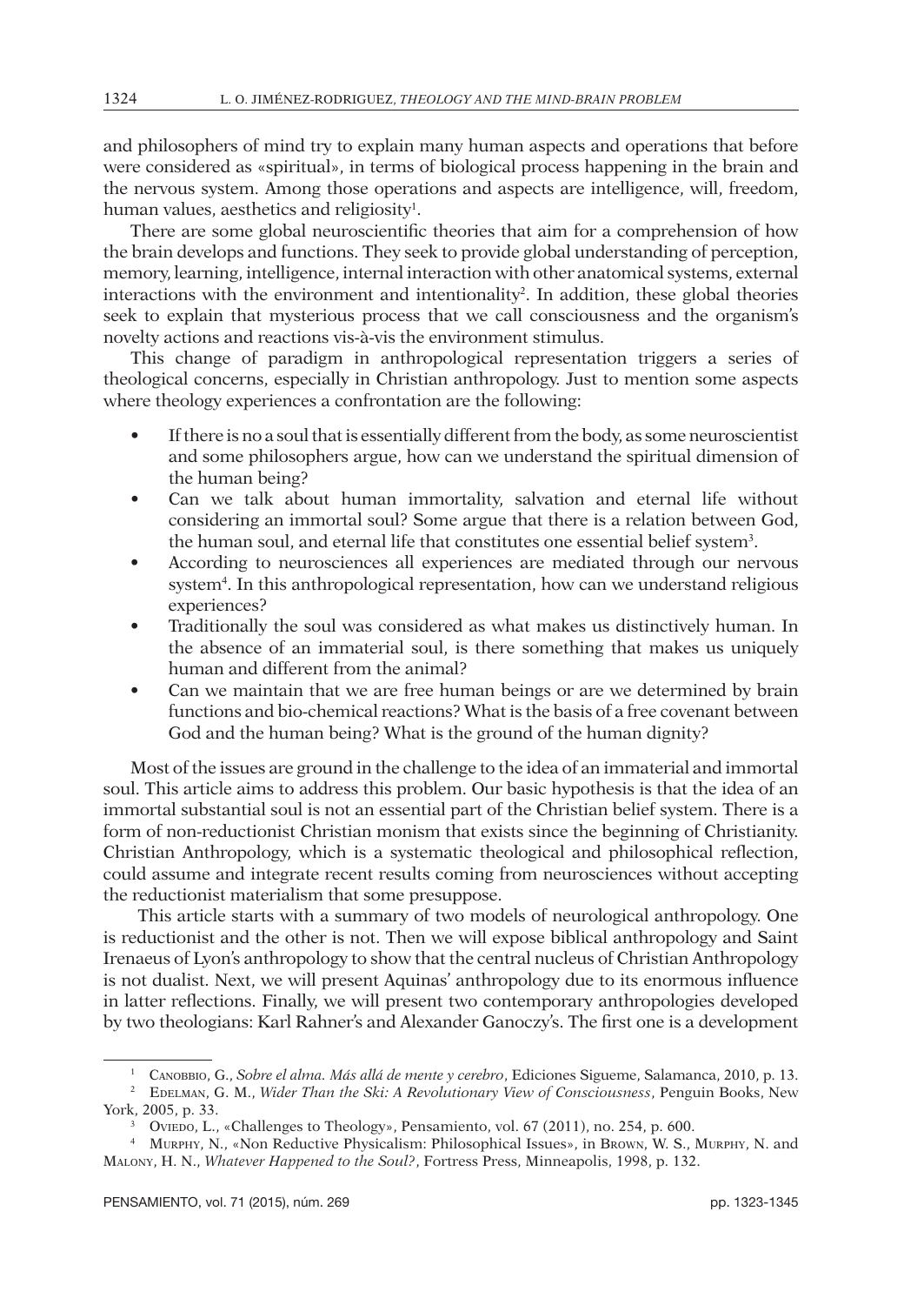and philosophers of mind try to explain many human aspects and operations that before were considered as «spiritual», in terms of biological process happening in the brain and the nervous system. Among those operations and aspects are intelligence, will, freedom, human values, aesthetics and religiosity[1].

There are some global neuroscientific theories that aim for a comprehension of how the brain develops and functions. They seek to provide global understanding of perception, memory, learning, intelligence, internal interaction with other anatomical systems, external interactions with the environment and intentionality[2]. In addition, these global theories seek to explain that mysterious process that we call consciousness and the organism's novelty actions and reactions vis-à-vis the environment stimulus.

This change of paradigm in anthropological representation triggers a series of theological concerns, especially in Christian anthropology. Just to mention some aspects where theology experiences a confrontation are the following:

- If there is no a soul that is essentially different from the body, as some neuroscientist and some philosophers argue, how can we understand the spiritual dimension of the human being?
- Can we talk about human immortality, salvation and eternal life without considering an immortal soul? Some argue that there is a relation between God, the human soul, and eternal life that constitutes one essential belief system[3].
- According to neurosciences all experiences are mediated through our nervous system[4]. In this anthropological representation, how can we understand religious experiences?
- Traditionally the soul was considered as what makes us distinctively human. In the absence of an immaterial soul, is there something that makes us uniquely human and different from the animal?
- Can we maintain that we are free human beings or are we determined by brain functions and bio-chemical reactions? What is the basis of a free covenant between God and the human being? What is the ground of the human dignity?

Most of the issues are ground in the challenge to the idea of an immaterial and immortal soul. This article aims to address this problem. Our basic hypothesis is that the idea of an immortal substantial soul is not an essential part of the Christian belief system. There is a form of non-reductionist Christian monism that exists since the beginning of Christianity. Christian Anthropology, which is a systematic theological and philosophical reflection, could assume and integrate recent results coming from neurosciences without accepting the reductionist materialism that some presuppose.

This article starts with a summary of two models of neurological anthropology. One is reductionist and the other is not. Then we will expose biblical anthropology and Saint Irenaeus of Lyon's anthropology to show that the central nucleus of Christian Anthropology is not dualist. Next, we will present Aquinas' anthropology due to its enormous influence in latter reflections. Finally, we will present two contemporary anthropologies developed by two theologians: Karl Rahner's and Alexander Ganoczy's. The first one is a development

---

[1] Canobbio, G., *Sobre el alma. Más allá de mente y cerebro*, Ediciones Sigueme, Salamanca, 2010, p. 13.

[2] Edelman, G. M., *Wider Than the Ski: A Revolutionary View of Consciousness*, Penguin Books, New York, 2005, p. 33.

[3] Oviedo, L., «Challenges to Theology», Pensamiento, vol. 67 (2011), no. 254, p. 600.

[4] Murphy, N., «Non Reductive Physicalism: Philosophical Issues», in Brown, W. S., Murphy, N. and Malony, H. N., *Whatever Happened to the Soul?*, Fortress Press, Minneapolis, 1998, p. 132.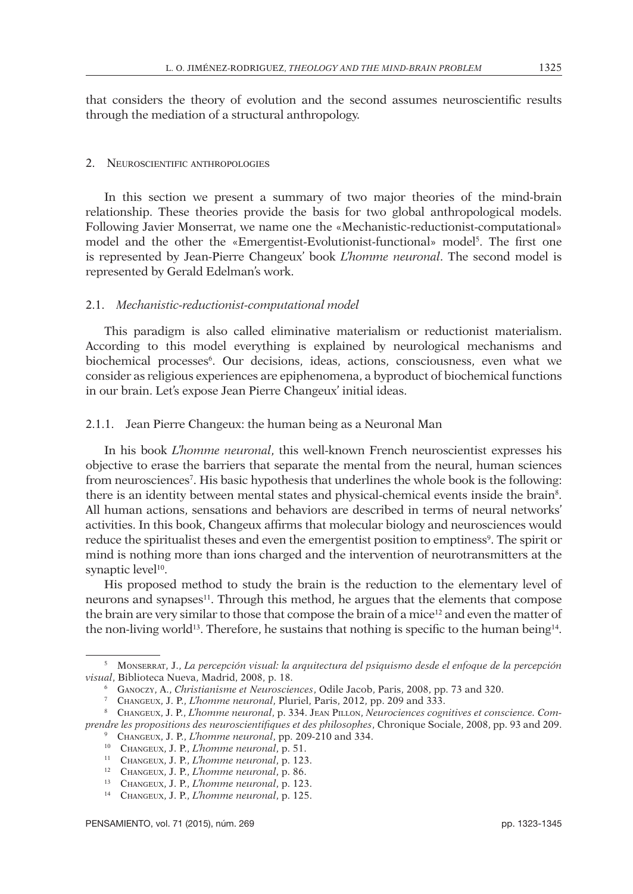that considers the theory of evolution and the second assumes neuroscientific results through the mediation of a structural anthropology.

## 2. Neuroscientific anthropologies

In this section we present a summary of two major theories of the mind-brain relationship. These theories provide the basis for two global anthropological models. Following Javier Monserrat, we name one the «Mechanistic-reductionist-computational» model and the other the «Emergentist-Evolutionist-functional» model[5]. The first one is represented by Jean-Pierre Changeux' book *L'homme neuronal*. The second model is represented by Gerald Edelman's work.

### 2.1. *Mechanistic-reductionist-computational model*

This paradigm is also called eliminative materialism or reductionist materialism. According to this model everything is explained by neurological mechanisms and biochemical processes[6]. Our decisions, ideas, actions, consciousness, even what we consider as religious experiences are epiphenomena, a byproduct of biochemical functions in our brain. Let's expose Jean Pierre Changeux' initial ideas.

#### 2.1.1. Jean Pierre Changeux: the human being as a Neuronal Man

In his book *L'homme neuronal*, this well-known French neuroscientist expresses his objective to erase the barriers that separate the mental from the neural, human sciences from neurosciences[7]. His basic hypothesis that underlines the whole book is the following: there is an identity between mental states and physical-chemical events inside the brain[8]. All human actions, sensations and behaviors are described in terms of neural networks' activities. In this book, Changeux affirms that molecular biology and neurosciences would reduce the spiritualist theses and even the emergentist position to emptiness[9]. The spirit or mind is nothing more than ions charged and the intervention of neurotransmitters at the synaptic level[10].

His proposed method to study the brain is the reduction to the elementary level of neurons and synapses[11]. Through this method, he argues that the elements that compose the brain are very similar to those that compose the brain of a mice[12] and even the matter of the non-living world[13]. Therefore, he sustains that nothing is specific to the human being[14].

---

[5] Monserrat, J., *La percepción visual: la arquitectura del psiquismo desde el enfoque de la percepción visual*, Biblioteca Nueva, Madrid, 2008, p. 18.

[6] Ganoczy, A., *Christianisme et Neurosciences*, Odile Jacob, Paris, 2008, pp. 73 and 320.

[7] Changeux, J. P., *L'homme neuronal*, Pluriel, Paris, 2012, pp. 209 and 333.

[8] Changeux, J. P., *L'homme neuronal*, p. 334. Jean Pillon, *Neurociences cognitives et conscience. Comprendre les propositions des neuroscientifiques et des philosophes*, Chronique Sociale, 2008, pp. 93 and 209.

[9] Changeux, J. P., *L'homme neuronal*, pp. 209-210 and 334.

[10] Changeux, J. P., *L'homme neuronal*, p. 51.

[11] Changeux, J. P., *L'homme neuronal*, p. 123.

[12] Changeux, J. P., *L'homme neuronal*, p. 86.

[13] Changeux, J. P., *L'homme neuronal*, p. 123.

[14] Changeux, J. P., *L'homme neuronal*, p. 125.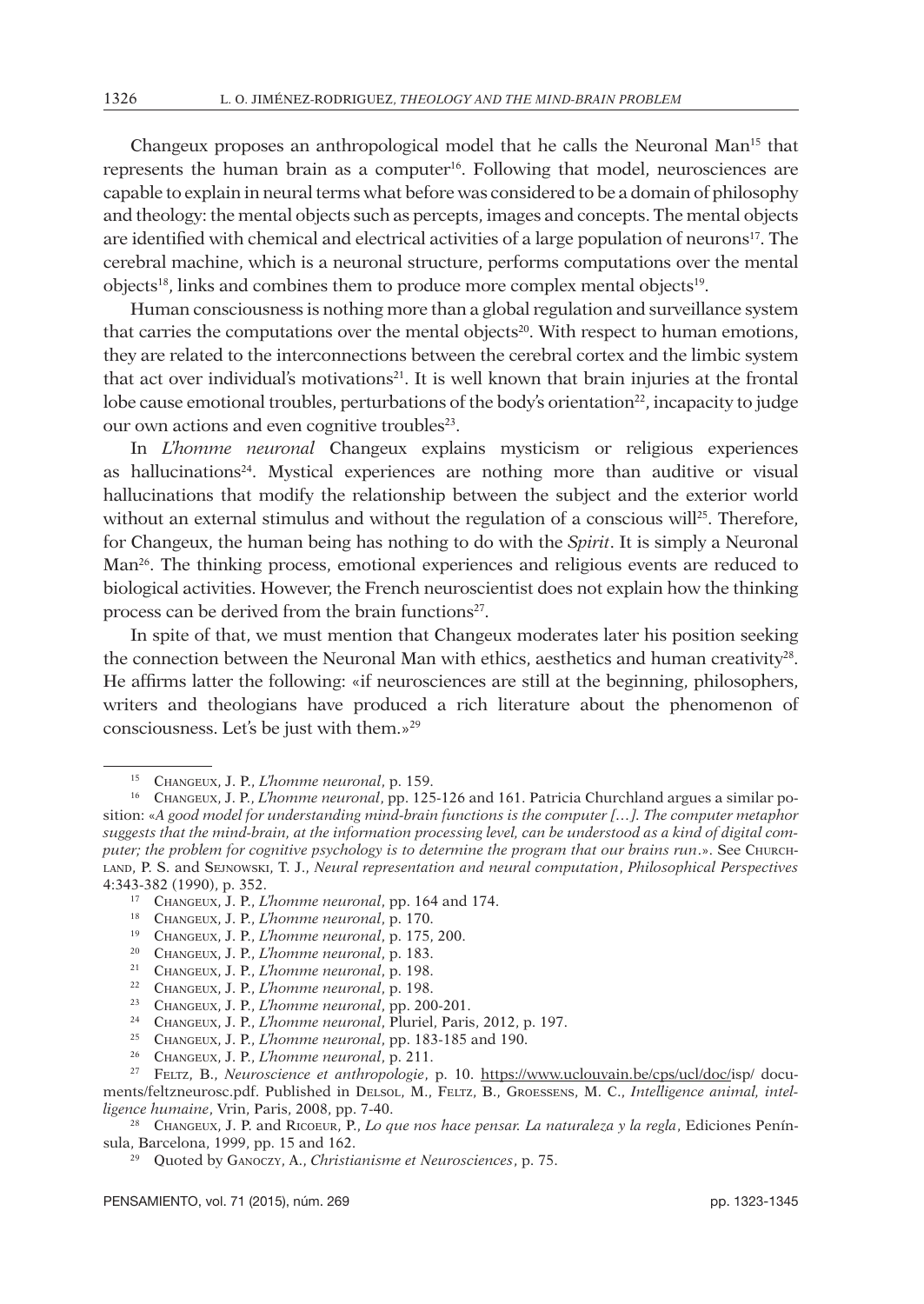Changeux proposes an anthropological model that he calls the Neuronal Man[15] that represents the human brain as a computer[16]. Following that model, neurosciences are capable to explain in neural terms what before was considered to be a domain of philosophy and theology: the mental objects such as percepts, images and concepts. The mental objects are identified with chemical and electrical activities of a large population of neurons[17]. The cerebral machine, which is a neuronal structure, performs computations over the mental objects[18], links and combines them to produce more complex mental objects[19].

Human consciousness is nothing more than a global regulation and surveillance system that carries the computations over the mental objects[20]. With respect to human emotions, they are related to the interconnections between the cerebral cortex and the limbic system that act over individual's motivations[21]. It is well known that brain injuries at the frontal lobe cause emotional troubles, perturbations of the body's orientation[22], incapacity to judge our own actions and even cognitive troubles[23].

In *L'homme neuronal* Changeux explains mysticism or religious experiences as hallucinations[24]. Mystical experiences are nothing more than auditive or visual hallucinations that modify the relationship between the subject and the exterior world without an external stimulus and without the regulation of a conscious will[25]. Therefore, for Changeux, the human being has nothing to do with the *Spirit*. It is simply a Neuronal Man[26]. The thinking process, emotional experiences and religious events are reduced to biological activities. However, the French neuroscientist does not explain how the thinking process can be derived from the brain functions[27].

In spite of that, we must mention that Changeux moderates later his position seeking the connection between the Neuronal Man with ethics, aesthetics and human creativity[28]. He affirms latter the following: «if neurosciences are still at the beginning, philosophers, writers and theologians have produced a rich literature about the phenomenon of consciousness. Let's be just with them.»[29]

---

[15] Changeux, J. P., *L'homme neuronal*, p. 159.

[16] Changeux, J. P., *L'homme neuronal*, pp. 125-126 and 161. Patricia Churchland argues a similar position: «*A good model for understanding mind-brain functions is the computer […]. The computer metaphor suggests that the mind-brain, at the information processing level, can be understood as a kind of digital computer; the problem for cognitive psychology is to determine the program that our brains run*.». See Churchland, P. S. and Sejnowski, T. J., *Neural representation and neural computation*, *Philosophical Perspectives* 4:343-382 (1990), p. 352.

[17] Changeux, J. P., *L'homme neuronal*, pp. 164 and 174.

[18] Changeux, J. P., *L'homme neuronal*, p. 170.

[19] Changeux, J. P., *L'homme neuronal*, p. 175, 200.

[20] Changeux, J. P., *L'homme neuronal*, p. 183.

[21] Changeux, J. P., *L'homme neuronal*, p. 198.

[22] Changeux, J. P., *L'homme neuronal*, p. 198.

[23] Changeux, J. P., *L'homme neuronal*, pp. 200-201.

[24] Changeux, J. P., *L'homme neuronal*, Pluriel, Paris, 2012, p. 197.

[25] Changeux, J. P., *L'homme neuronal*, pp. 183-185 and 190.

[26] Changeux, J. P., *L'homme neuronal*, p. 211.

[27] Feltz, B., *Neuroscience et anthropologie*, p. 10. https://www.uclouvain.be/cps/ucl/doc/isp/ documents/feltzneurosc.pdf. Published in Delsol, M., Feltz, B., Groessens, M. C., *Intelligence animal, intelligence humaine*, Vrin, Paris, 2008, pp. 7-40.

[28] Changeux, J. P. and Ricoeur, P., *Lo que nos hace pensar. La naturaleza y la regla*, Ediciones Península, Barcelona, 1999, pp. 15 and 162.

[29] Quoted by Ganoczy, A., *Christianisme et Neurosciences*, p. 75.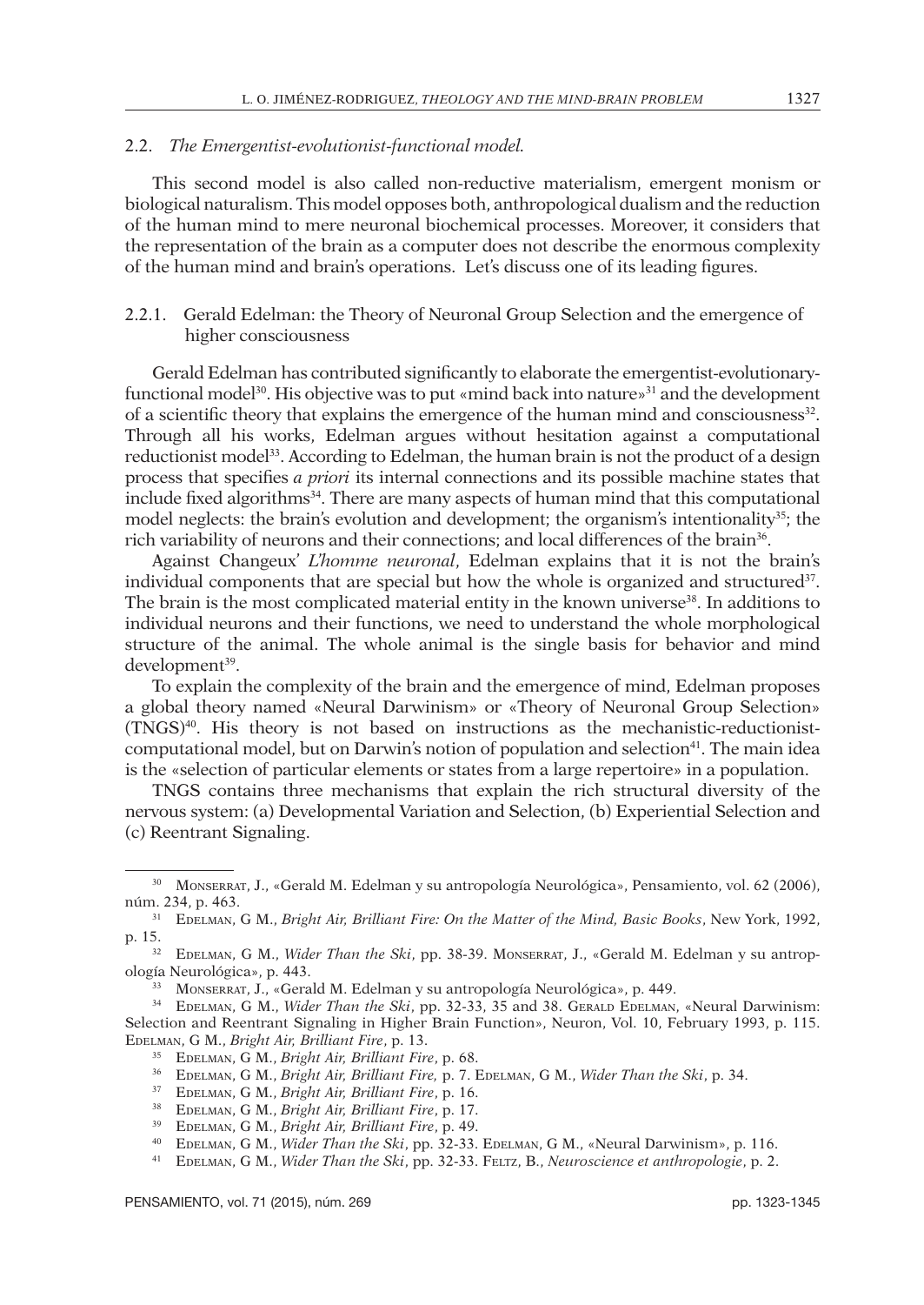### 2.2. *The Emergentist-evolutionist-functional model.*

This second model is also called non-reductive materialism, emergent monism or biological naturalism. This model opposes both, anthropological dualism and the reduction of the human mind to mere neuronal biochemical processes. Moreover, it considers that the representation of the brain as a computer does not describe the enormous complexity of the human mind and brain's operations. Let's discuss one of its leading figures.

#### 2.2.1. Gerald Edelman: the Theory of Neuronal Group Selection and the emergence of higher consciousness

Gerald Edelman has contributed significantly to elaborate the emergentist-evolutionary-functional model[30]. His objective was to put «mind back into nature»[31] and the development of a scientific theory that explains the emergence of the human mind and consciousness[32]. Through all his works, Edelman argues without hesitation against a computational reductionist model[33]. According to Edelman, the human brain is not the product of a design process that specifies *a priori* its internal connections and its possible machine states that include fixed algorithms[34]. There are many aspects of human mind that this computational model neglects: the brain's evolution and development; the organism's intentionality[35]; the rich variability of neurons and their connections; and local differences of the brain[36].

Against Changeux' *L'homme neuronal*, Edelman explains that it is not the brain's individual components that are special but how the whole is organized and structured[37]. The brain is the most complicated material entity in the known universe[38]. In additions to individual neurons and their functions, we need to understand the whole morphological structure of the animal. The whole animal is the single basis for behavior and mind development[39].

To explain the complexity of the brain and the emergence of mind, Edelman proposes a global theory named «Neural Darwinism» or «Theory of Neuronal Group Selection» (TNGS)[40]. His theory is not based on instructions as the mechanistic-reductionist-computational model, but on Darwin's notion of population and selection[41]. The main idea is the «selection of particular elements or states from a large repertoire» in a population.

TNGS contains three mechanisms that explain the rich structural diversity of the nervous system: (a) Developmental Variation and Selection, (b) Experiential Selection and (c) Reentrant Signaling.

---

[30] Monserrat, J., «Gerald M. Edelman y su antropología Neurológica», Pensamiento, vol. 62 (2006), núm. 234, p. 463.

[31] Edelman, G M., *Bright Air, Brilliant Fire: On the Matter of the Mind, Basic Books*, New York, 1992, p. 15.

[32] Edelman, G M., *Wider Than the Ski*, pp. 38-39. Monserrat, J., «Gerald M. Edelman y su antropología Neurológica», p. 443.

[33] Monserrat, J., «Gerald M. Edelman y su antropología Neurológica», p. 449.

[34] Edelman, G M., *Wider Than the Ski*, pp. 32-33, 35 and 38. Gerald Edelman, «Neural Darwinism: Selection and Reentrant Signaling in Higher Brain Function», Neuron, Vol. 10, February 1993, p. 115. Edelman, G M., *Bright Air, Brilliant Fire*, p. 13.

[35] Edelman, G M., *Bright Air, Brilliant Fire*, p. 68.

[36] Edelman, G M., *Bright Air, Brilliant Fire,* p. 7. Edelman, G M., *Wider Than the Ski*, p. 34.

[37] Edelman, G M., *Bright Air, Brilliant Fire*, p. 16.

[38] Edelman, G M., *Bright Air, Brilliant Fire*, p. 17.

[39] Edelman, G M., *Bright Air, Brilliant Fire*, p. 49.

[40] Edelman, G M., *Wider Than the Ski*, pp. 32-33. Edelman, G M., «Neural Darwinism», p. 116.

[41] Edelman, G M., *Wider Than the Ski*, pp. 32-33. Feltz, B., *Neuroscience et anthropologie*, p. 2.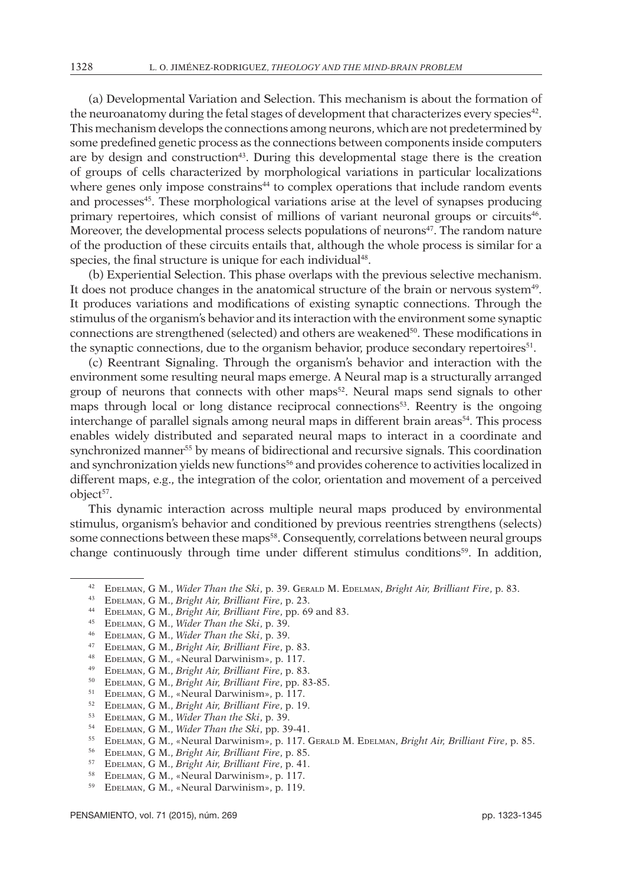(a) Developmental Variation and Selection. This mechanism is about the formation of the neuroanatomy during the fetal stages of development that characterizes every species[42]. This mechanism develops the connections among neurons, which are not predetermined by some predefined genetic process as the connections between components inside computers are by design and construction[43]. During this developmental stage there is the creation of groups of cells characterized by morphological variations in particular localizations where genes only impose constrains[44] to complex operations that include random events and processes[45]. These morphological variations arise at the level of synapses producing primary repertoires, which consist of millions of variant neuronal groups or circuits[46]. Moreover, the developmental process selects populations of neurons[47]. The random nature of the production of these circuits entails that, although the whole process is similar for a species, the final structure is unique for each individual[48].

(b) Experiential Selection. This phase overlaps with the previous selective mechanism. It does not produce changes in the anatomical structure of the brain or nervous system[49]. It produces variations and modifications of existing synaptic connections. Through the stimulus of the organism's behavior and its interaction with the environment some synaptic connections are strengthened (selected) and others are weakened[50]. These modifications in the synaptic connections, due to the organism behavior, produce secondary repertoires[51].

(c) Reentrant Signaling. Through the organism's behavior and interaction with the environment some resulting neural maps emerge. A Neural map is a structurally arranged group of neurons that connects with other maps[52]. Neural maps send signals to other maps through local or long distance reciprocal connections[53]. Reentry is the ongoing interchange of parallel signals among neural maps in different brain areas[54]. This process enables widely distributed and separated neural maps to interact in a coordinate and synchronized manner[55] by means of bidirectional and recursive signals. This coordination and synchronization yields new functions[56] and provides coherence to activities localized in different maps, e.g., the integration of the color, orientation and movement of a perceived object[57].

This dynamic interaction across multiple neural maps produced by environmental stimulus, organism's behavior and conditioned by previous reentries strengthens (selects) some connections between these maps[58]. Consequently, correlations between neural groups change continuously through time under different stimulus conditions[59]. In addition,

---

[42] Edelman, G M., *Wider Than the Ski*, p. 39. Gerald M. Edelman, *Bright Air, Brilliant Fire*, p. 83.

[43] Edelman, G M., *Bright Air, Brilliant Fire*, p. 23.

[44] Edelman, G M., *Bright Air, Brilliant Fire*, pp. 69 and 83.

[45] Edelman, G M., *Wider Than the Ski*, p. 39.

[46] Edelman, G M., *Wider Than the Ski*, p. 39.

[47] Edelman, G M., *Bright Air, Brilliant Fire*, p. 83.

[48] Edelman, G M., «Neural Darwinism», p. 117.

[49] Edelman, G M., *Bright Air, Brilliant Fire*, p. 83.

[50] Edelman, G M., *Bright Air, Brilliant Fire*, pp. 83-85.

[51] Edelman, G M., «Neural Darwinism», p. 117.

[52] Edelman, G M., *Bright Air, Brilliant Fire*, p. 19.

[53] Edelman, G M., *Wider Than the Ski*, p. 39.

[54] Edelman, G M., *Wider Than the Ski*, pp. 39-41.

[55] Edelman, G M., «Neural Darwinism», p. 117. Gerald M. Edelman, *Bright Air, Brilliant Fire*, p. 85.

[56] Edelman, G M., *Bright Air, Brilliant Fire*, p. 85.

[57] Edelman, G M., *Bright Air, Brilliant Fire*, p. 41.

[58] Edelman, G M., «Neural Darwinism», p. 117.

[59] Edelman, G M., «Neural Darwinism», p. 119.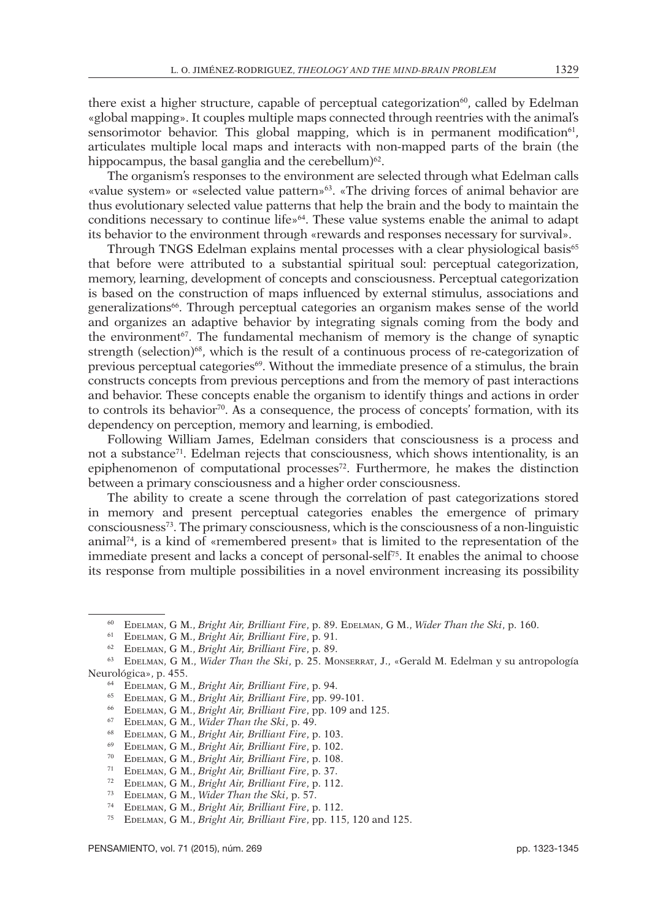there exist a higher structure, capable of perceptual categorization[60], called by Edelman «global mapping». It couples multiple maps connected through reentries with the animal's sensorimotor behavior. This global mapping, which is in permanent modification[61], articulates multiple local maps and interacts with non-mapped parts of the brain (the hippocampus, the basal ganglia and the cerebellum)[62].

The organism's responses to the environment are selected through what Edelman calls «value system» or «selected value pattern»[63]. «The driving forces of animal behavior are thus evolutionary selected value patterns that help the brain and the body to maintain the conditions necessary to continue life»[64]. These value systems enable the animal to adapt its behavior to the environment through «rewards and responses necessary for survival».

Through TNGS Edelman explains mental processes with a clear physiological basis[65] that before were attributed to a substantial spiritual soul: perceptual categorization, memory, learning, development of concepts and consciousness. Perceptual categorization is based on the construction of maps influenced by external stimulus, associations and generalizations[66]. Through perceptual categories an organism makes sense of the world and organizes an adaptive behavior by integrating signals coming from the body and the environment[67]. The fundamental mechanism of memory is the change of synaptic strength (selection)[68], which is the result of a continuous process of re-categorization of previous perceptual categories[69]. Without the immediate presence of a stimulus, the brain constructs concepts from previous perceptions and from the memory of past interactions and behavior. These concepts enable the organism to identify things and actions in order to controls its behavior[70]. As a consequence, the process of concepts' formation, with its dependency on perception, memory and learning, is embodied.

Following William James, Edelman considers that consciousness is a process and not a substance[71]. Edelman rejects that consciousness, which shows intentionality, is an epiphenomenon of computational processes[72]. Furthermore, he makes the distinction between a primary consciousness and a higher order consciousness.

The ability to create a scene through the correlation of past categorizations stored in memory and present perceptual categories enables the emergence of primary consciousness[73]. The primary consciousness, which is the consciousness of a non-linguistic animal[74], is a kind of «remembered present» that is limited to the representation of the immediate present and lacks a concept of personal-self[75]. It enables the animal to choose its response from multiple possibilities in a novel environment increasing its possibility

---

[60] Edelman, G M., *Bright Air, Brilliant Fire*, p. 89. Edelman, G M., *Wider Than the Ski*, p. 160.

[61] Edelman, G M., *Bright Air, Brilliant Fire*, p. 91.

[62] Edelman, G M., *Bright Air, Brilliant Fire*, p. 89.

[63] Edelman, G M., *Wider Than the Ski*, p. 25. Monserrat, J., «Gerald M. Edelman y su antropología Neurológica», p. 455.

[64] Edelman, G M., *Bright Air, Brilliant Fire*, p. 94.

[65] Edelman, G M., *Bright Air, Brilliant Fire*, pp. 99-101.

[66] Edelman, G M., *Bright Air, Brilliant Fire*, pp. 109 and 125.

[67] Edelman, G M., *Wider Than the Ski*, p. 49.

[68] Edelman, G M., *Bright Air, Brilliant Fire*, p. 103.

[69] Edelman, G M., *Bright Air, Brilliant Fire*, p. 102.

[70] Edelman, G M., *Bright Air, Brilliant Fire*, p. 108.

[71] Edelman, G M., *Bright Air, Brilliant Fire*, p. 37.

[72] Edelman, G M., *Bright Air, Brilliant Fire*, p. 112.

[73] Edelman, G M., *Wider Than the Ski*, p. 57.

[74] Edelman, G M., *Bright Air, Brilliant Fire*, p. 112.

[75] Edelman, G M., *Bright Air, Brilliant Fire*, pp. 115, 120 and 125.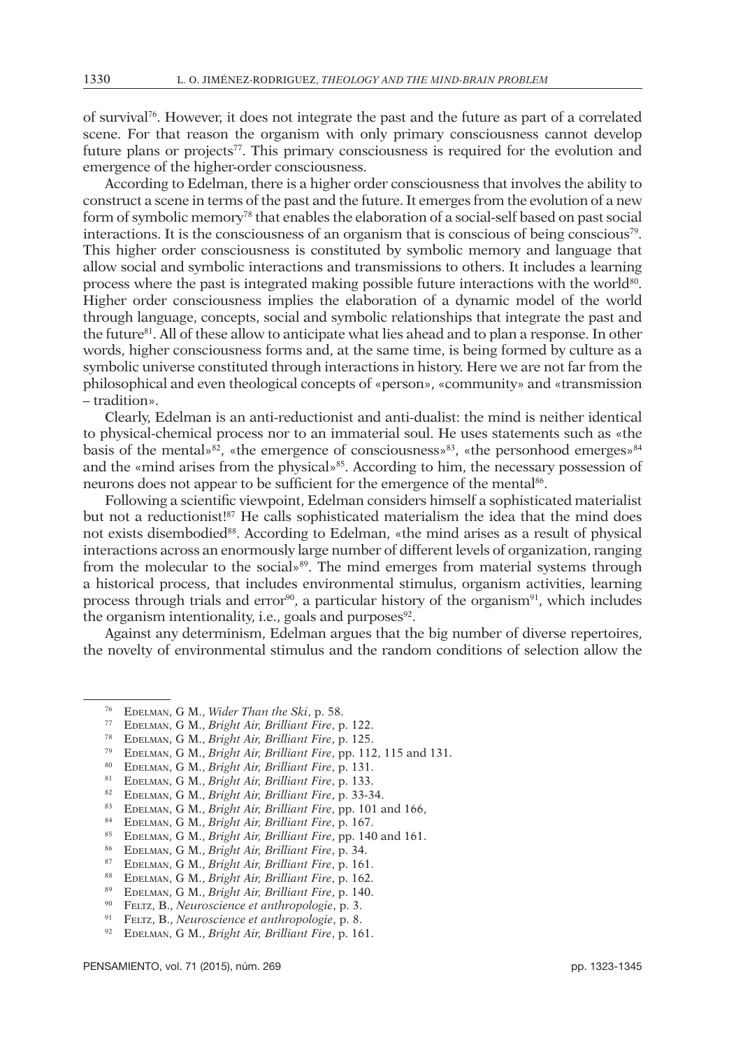of survival[76]. However, it does not integrate the past and the future as part of a correlated scene. For that reason the organism with only primary consciousness cannot develop future plans or projects[77]. This primary consciousness is required for the evolution and emergence of the higher-order consciousness.

According to Edelman, there is a higher order consciousness that involves the ability to construct a scene in terms of the past and the future. It emerges from the evolution of a new form of symbolic memory[78] that enables the elaboration of a social-self based on past social interactions. It is the consciousness of an organism that is conscious of being conscious[79]. This higher order consciousness is constituted by symbolic memory and language that allow social and symbolic interactions and transmissions to others. It includes a learning process where the past is integrated making possible future interactions with the world[80]. Higher order consciousness implies the elaboration of a dynamic model of the world through language, concepts, social and symbolic relationships that integrate the past and the future[81]. All of these allow to anticipate what lies ahead and to plan a response. In other words, higher consciousness forms and, at the same time, is being formed by culture as a symbolic universe constituted through interactions in history. Here we are not far from the philosophical and even theological concepts of «person», «community» and «transmission – tradition».

Clearly, Edelman is an anti-reductionist and anti-dualist: the mind is neither identical to physical-chemical process nor to an immaterial soul. He uses statements such as «the basis of the mental»[82], «the emergence of consciousness»[83], «the personhood emerges»[84] and the «mind arises from the physical»[85]. According to him, the necessary possession of neurons does not appear to be sufficient for the emergence of the mental[86].

Following a scientific viewpoint, Edelman considers himself a sophisticated materialist but not a reductionist![87] He calls sophisticated materialism the idea that the mind does not exists disembodied[88]. According to Edelman, «the mind arises as a result of physical interactions across an enormously large number of different levels of organization, ranging from the molecular to the social»[89]. The mind emerges from material systems through a historical process, that includes environmental stimulus, organism activities, learning process through trials and error[90], a particular history of the organism[91], which includes the organism intentionality, i.e., goals and purposes[92].

Against any determinism, Edelman argues that the big number of diverse repertoires, the novelty of environmental stimulus and the random conditions of selection allow the

---

[76] Edelman, G M., *Wider Than the Ski*, p. 58.

[77] Edelman, G M., *Bright Air, Brilliant Fire*, p. 122.

[78] Edelman, G M., *Bright Air, Brilliant Fire*, p. 125.

[79] Edelman, G M., *Bright Air, Brilliant Fire*, pp. 112, 115 and 131.

[80] Edelman, G M., *Bright Air, Brilliant Fire*, p. 131.

[81] Edelman, G M., *Bright Air, Brilliant Fire*, p. 133.

[82] Edelman, G M., *Bright Air, Brilliant Fire*, p. 33-34.

[83] Edelman, G M., *Bright Air, Brilliant Fire*, pp. 101 and 166,

[84] Edelman, G M., *Bright Air, Brilliant Fire*, p. 167.

[85] Edelman, G M., *Bright Air, Brilliant Fire*, pp. 140 and 161.

[86] Edelman, G M., *Bright Air, Brilliant Fire*, p. 34.

[87] Edelman, G M., *Bright Air, Brilliant Fire*, p. 161.

[88] Edelman, G M., *Bright Air, Brilliant Fire*, p. 162.

[89] Edelman, G M., *Bright Air, Brilliant Fire*, p. 140.

[90] Feltz, B., *Neuroscience et anthropologie*, p. 3.

[91] Feltz, B., *Neuroscience et anthropologie*, p. 8.

[92] Edelman, G M., *Bright Air, Brilliant Fire*, p. 161.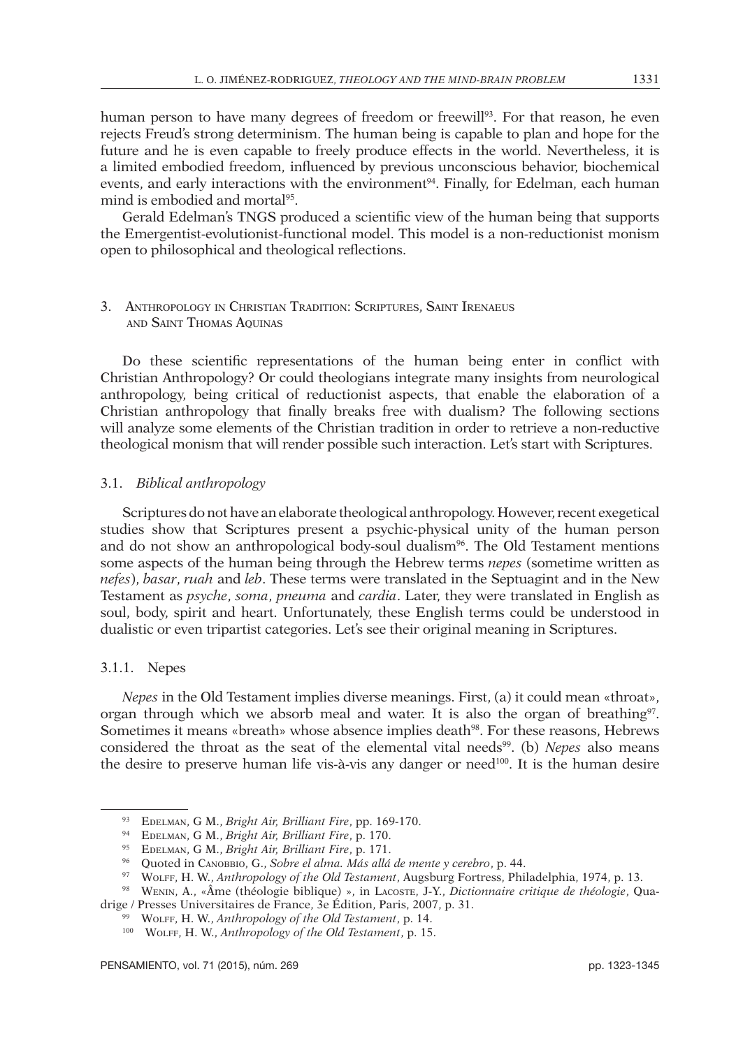human person to have many degrees of freedom or freewill[93]. For that reason, he even rejects Freud's strong determinism. The human being is capable to plan and hope for the future and he is even capable to freely produce effects in the world. Nevertheless, it is a limited embodied freedom, influenced by previous unconscious behavior, biochemical events, and early interactions with the environment[94]. Finally, for Edelman, each human mind is embodied and mortal[95].

Gerald Edelman's TNGS produced a scientific view of the human being that supports the Emergentist-evolutionist-functional model. This model is a non-reductionist monism open to philosophical and theological reflections.

## 3. Anthropology in Christian Tradition: Scriptures, Saint Irenaeus and Saint Thomas Aquinas

Do these scientific representations of the human being enter in conflict with Christian Anthropology? Or could theologians integrate many insights from neurological anthropology, being critical of reductionist aspects, that enable the elaboration of a Christian anthropology that finally breaks free with dualism? The following sections will analyze some elements of the Christian tradition in order to retrieve a non-reductive theological monism that will render possible such interaction. Let's start with Scriptures.

### 3.1. *Biblical anthropology*

Scriptures do not have an elaborate theological anthropology. However, recent exegetical studies show that Scriptures present a psychic-physical unity of the human person and do not show an anthropological body-soul dualism[96]. The Old Testament mentions some aspects of the human being through the Hebrew terms *nepes* (sometime written as *nefes*), *basar*, *ruah* and *leb*. These terms were translated in the Septuagint and in the New Testament as *psyche*, *soma*, *pneuma* and *cardia*. Later, they were translated in English as soul, body, spirit and heart. Unfortunately, these English terms could be understood in dualistic or even tripartist categories. Let's see their original meaning in Scriptures.

#### 3.1.1. Nepes

*Nepes* in the Old Testament implies diverse meanings. First, (a) it could mean «throat», organ through which we absorb meal and water. It is also the organ of breathing[97]. Sometimes it means «breath» whose absence implies death[98]. For these reasons, Hebrews considered the throat as the seat of the elemental vital needs[99]. (b) *Nepes* also means the desire to preserve human life vis-à-vis any danger or need[100]. It is the human desire

---

[93] Edelman, G M., *Bright Air, Brilliant Fire*, pp. 169-170.

[94] Edelman, G M., *Bright Air, Brilliant Fire*, p. 170.

[95] Edelman, G M., *Bright Air, Brilliant Fire*, p. 171.

[96] Quoted in Canobbio, G., *Sobre el alma. Más allá de mente y cerebro*, p. 44.

[97] Wolff, H. W., *Anthropology of the Old Testament*, Augsburg Fortress, Philadelphia, 1974, p. 13.

[98] Wenin, A., «Âme (théologie biblique) », in Lacoste, J-Y., *Dictionnaire critique de théologie*, Quadrige / Presses Universitaires de France, 3e Édition, Paris, 2007, p. 31.

[99] Wolff, H. W., *Anthropology of the Old Testament*, p. 14.

[100] Wolff, H. W., *Anthropology of the Old Testament*, p. 15.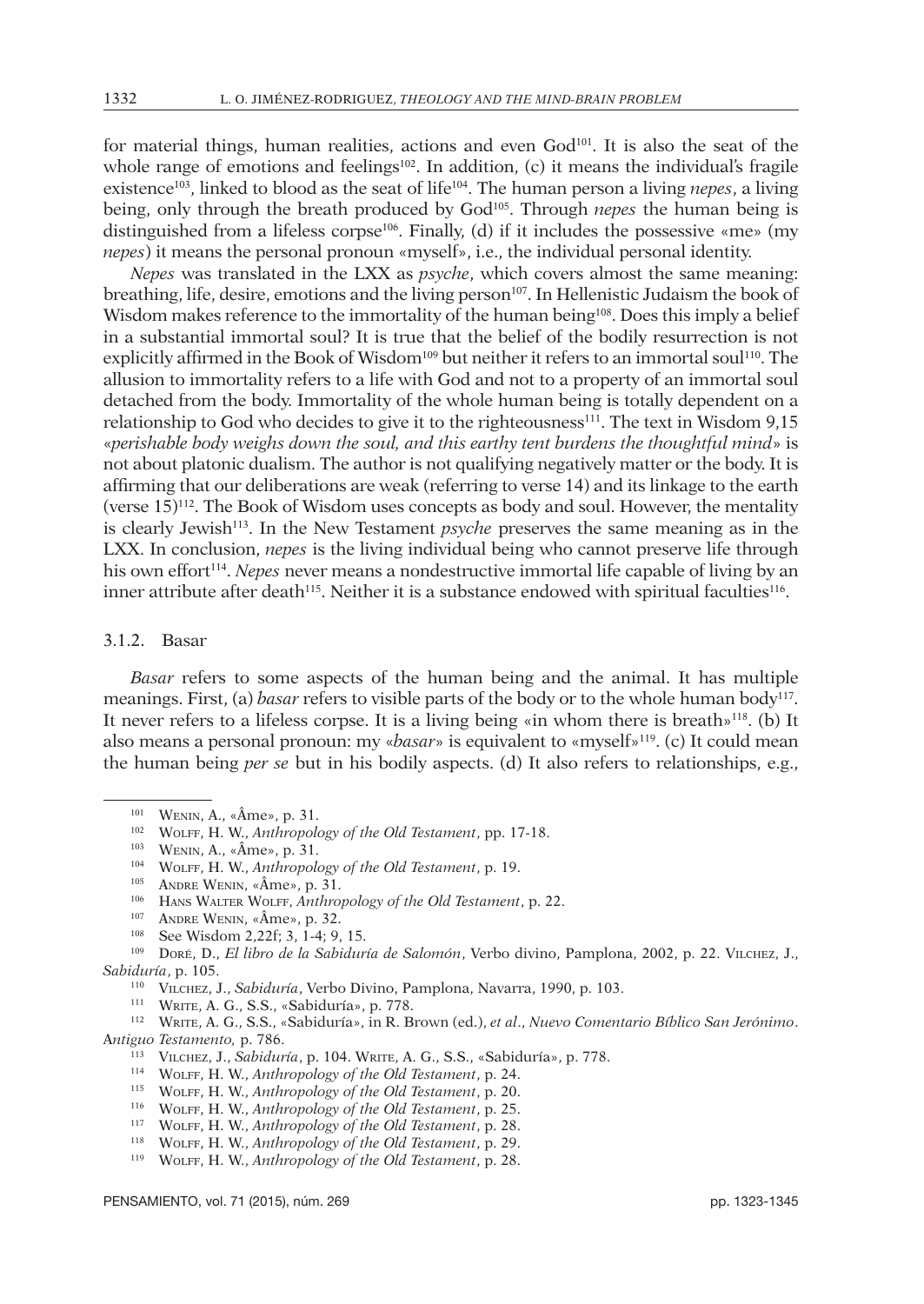for material things, human realities, actions and even God[101]. It is also the seat of the whole range of emotions and feelings[102]. In addition, (c) it means the individual's fragile existence[103], linked to blood as the seat of life[104]. The human person a living *nepes*, a living being, only through the breath produced by God[105]. Through *nepes* the human being is distinguished from a lifeless corpse[106]. Finally, (d) if it includes the possessive «me» (my *nepes*) it means the personal pronoun «myself», i.e., the individual personal identity.

*Nepes* was translated in the LXX as *psyche*, which covers almost the same meaning: breathing, life, desire, emotions and the living person[107]. In Hellenistic Judaism the book of Wisdom makes reference to the immortality of the human being[108]. Does this imply a belief in a substantial immortal soul? It is true that the belief of the bodily resurrection is not explicitly affirmed in the Book of Wisdom[109] but neither it refers to an immortal soul[110]. The allusion to immortality refers to a life with God and not to a property of an immortal soul detached from the body. Immortality of the whole human being is totally dependent on a relationship to God who decides to give it to the righteousness[111]. The text in Wisdom 9,15 «*perishable body weighs down the soul, and this earthy tent burdens the thoughtful mind*» is not about platonic dualism. The author is not qualifying negatively matter or the body. It is affirming that our deliberations are weak (referring to verse 14) and its linkage to the earth (verse 15)[112]. The Book of Wisdom uses concepts as body and soul. However, the mentality is clearly Jewish[113]. In the New Testament *psyche* preserves the same meaning as in the LXX. In conclusion, *nepes* is the living individual being who cannot preserve life through his own effort[114]. *Nepes* never means a nondestructive immortal life capable of living by an inner attribute after death[115]. Neither it is a substance endowed with spiritual faculties[116].

### 3.1.2. Basar

*Basar* refers to some aspects of the human being and the animal. It has multiple meanings. First, (a) *basar* refers to visible parts of the body or to the whole human body[117]. It never refers to a lifeless corpse. It is a living being «in whom there is breath»[118]. (b) It also means a personal pronoun: my «*basar*» is equivalent to «myself»[119]. (c) It could mean the human being *per se* but in his bodily aspects. (d) It also refers to relationships, e.g.,

---

[101] Wenin, A., «Âme», p. 31.

[102] Wolff, H. W., *Anthropology of the Old Testament*, pp. 17-18.

[103] Wenin, A., «Âme», p. 31.

[104] Wolff, H. W., *Anthropology of the Old Testament*, p. 19.

[105] Andre Wenin, «Âme», p. 31.

[106] Hans Walter Wolff, *Anthropology of the Old Testament*, p. 22.

[107] Andre Wenin, «Âme», p. 32.

[108] See Wisdom 2,22f; 3, 1-4; 9, 15.

[109] Doré, D., *El libro de la Sabiduría de Salomón*, Verbo divino, Pamplona, 2002, p. 22. Vilchez, J., *Sabiduría*, p. 105.

[110] Vilchez, J., *Sabiduría*, Verbo Divino, Pamplona, Navarra, 1990, p. 103.

[111] Write, A. G., S.S., «Sabiduría», p. 778.

[112] Write, A. G., S.S., «Sabiduría», in R. Brown (ed.), *et al*., *Nuevo Comentario Bíblico San Jerónimo. Antiguo Testamento,* p. 786.

[113] Vilchez, J., *Sabiduría*, p. 104. Write, A. G., S.S., «Sabiduría», p. 778.

[114] Wolff, H. W., *Anthropology of the Old Testament*, p. 24.

[115] Wolff, H. W., *Anthropology of the Old Testament*, p. 20.

[116] Wolff, H. W., *Anthropology of the Old Testament*, p. 25.

[117] Wolff, H. W., *Anthropology of the Old Testament*, p. 28.

[118] Wolff, H. W., *Anthropology of the Old Testament*, p. 29.

[119] Wolff, H. W., *Anthropology of the Old Testament*, p. 28.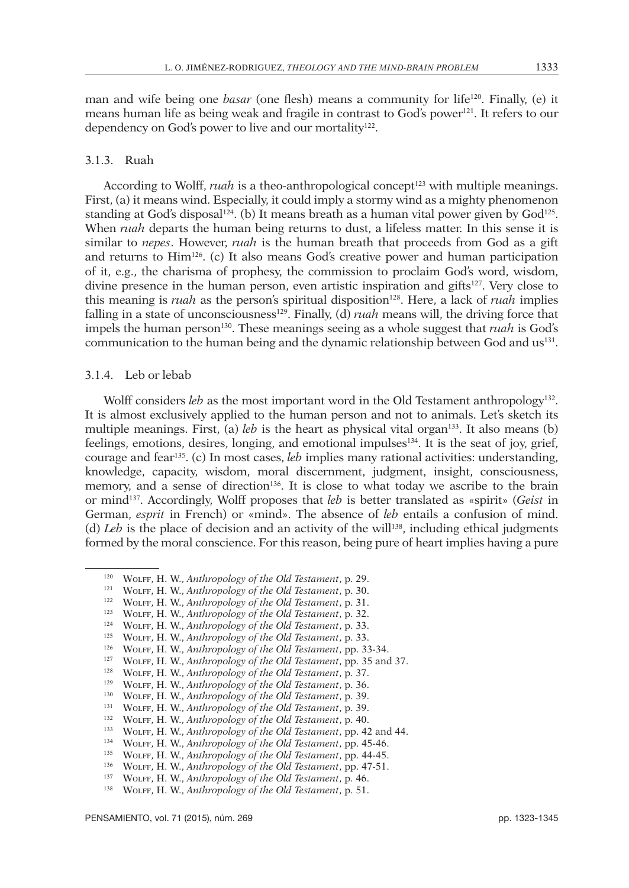man and wife being one *basar* (one flesh) means a community for life[120]. Finally, (e) it means human life as being weak and fragile in contrast to God's power[121]. It refers to our dependency on God's power to live and our mortality[122].

### 3.1.3. Ruah

According to Wolff, *ruah* is a theo-anthropological concept[123] with multiple meanings. First, (a) it means wind. Especially, it could imply a stormy wind as a mighty phenomenon standing at God's disposal[124]. (b) It means breath as a human vital power given by God[125]. When *ruah* departs the human being returns to dust, a lifeless matter. In this sense it is similar to *nepes*. However, *ruah* is the human breath that proceeds from God as a gift and returns to Him[126]. (c) It also means God's creative power and human participation of it, e.g., the charisma of prophesy, the commission to proclaim God's word, wisdom, divine presence in the human person, even artistic inspiration and gifts[127]. Very close to this meaning is *ruah* as the person's spiritual disposition[128]. Here, a lack of *ruah* implies falling in a state of unconsciousness[129]. Finally, (d) *ruah* means will, the driving force that impels the human person[130]. These meanings seeing as a whole suggest that *ruah* is God's communication to the human being and the dynamic relationship between God and us[131].

### 3.1.4. Leb or lebab

Wolff considers *leb* as the most important word in the Old Testament anthropology[132]. It is almost exclusively applied to the human person and not to animals. Let's sketch its multiple meanings. First, (a) *leb* is the heart as physical vital organ[133]. It also means (b) feelings, emotions, desires, longing, and emotional impulses[134]. It is the seat of joy, grief, courage and fear[135]. (c) In most cases, *leb* implies many rational activities: understanding, knowledge, capacity, wisdom, moral discernment, judgment, insight, consciousness, memory, and a sense of direction[136]. It is close to what today we ascribe to the brain or mind[137]. Accordingly, Wolff proposes that *leb* is better translated as «spirit» (*Geist* in German, *esprit* in French) or «mind». The absence of *leb* entails a confusion of mind. (d) *Leb* is the place of decision and an activity of the will[138], including ethical judgments formed by the moral conscience. For this reason, being pure of heart implies having a pure

---

[120] Wolff, H. W., *Anthropology of the Old Testament*, p. 29.
[121] Wolff, H. W., *Anthropology of the Old Testament*, p. 30.
[122] Wolff, H. W., *Anthropology of the Old Testament*, p. 31.
[123] Wolff, H. W., *Anthropology of the Old Testament*, p. 32.
[124] Wolff, H. W., *Anthropology of the Old Testament*, p. 33.
[125] Wolff, H. W., *Anthropology of the Old Testament*, p. 33.
[126] Wolff, H. W., *Anthropology of the Old Testament*, pp. 33-34.
[127] Wolff, H. W., *Anthropology of the Old Testament*, pp. 35 and 37.
[128] Wolff, H. W., *Anthropology of the Old Testament*, p. 37.
[129] Wolff, H. W., *Anthropology of the Old Testament*, p. 36.
[130] Wolff, H. W., *Anthropology of the Old Testament*, p. 39.
[131] Wolff, H. W., *Anthropology of the Old Testament*, p. 39.
[132] Wolff, H. W., *Anthropology of the Old Testament*, p. 40.
[133] Wolff, H. W., *Anthropology of the Old Testament*, pp. 42 and 44.
[134] Wolff, H. W., *Anthropology of the Old Testament*, pp. 45-46.
[135] Wolff, H. W., *Anthropology of the Old Testament*, pp. 44-45.
[136] Wolff, H. W., *Anthropology of the Old Testament*, pp. 47-51.
[137] Wolff, H. W., *Anthropology of the Old Testament*, p. 46.
[138] Wolff, H. W., *Anthropology of the Old Testament*, p. 51.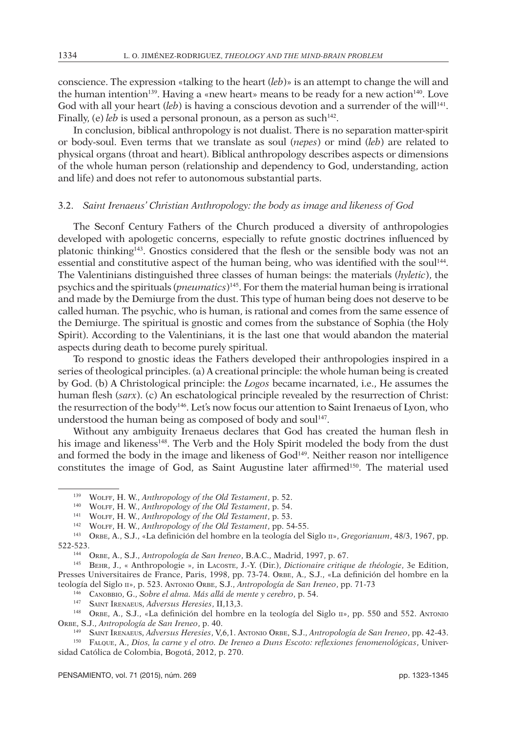conscience. The expression «talking to the heart (*leb*)» is an attempt to change the will and the human intention[139]. Having a «new heart» means to be ready for a new action[140]. Love God with all your heart (*leb*) is having a conscious devotion and a surrender of the will[141]. Finally, (e) *leb* is used a personal pronoun, as a person as such[142].

In conclusion, biblical anthropology is not dualist. There is no separation matter-spirit or body-soul. Even terms that we translate as soul (*nepes*) or mind (*leb*) are related to physical organs (throat and heart). Biblical anthropology describes aspects or dimensions of the whole human person (relationship and dependency to God, understanding, action and life) and does not refer to autonomous substantial parts.

### 3.2. *Saint Irenaeus' Christian Anthropology: the body as image and likeness of God*

The Seconf Century Fathers of the Church produced a diversity of anthropologies developed with apologetic concerns, especially to refute gnostic doctrines influenced by platonic thinking[143]. Gnostics considered that the flesh or the sensible body was not an essential and constitutive aspect of the human being, who was identified with the soul[144]. The Valentinians distinguished three classes of human beings: the materials (*hyletic*), the psychics and the spirituals (*pneumatics*)[145]. For them the material human being is irrational and made by the Demiurge from the dust. This type of human being does not deserve to be called human. The psychic, who is human, is rational and comes from the same essence of the Demiurge. The spiritual is gnostic and comes from the substance of Sophia (the Holy Spirit). According to the Valentinians, it is the last one that would abandon the material aspects during death to become purely spiritual.

To respond to gnostic ideas the Fathers developed their anthropologies inspired in a series of theological principles. (a) A creational principle: the whole human being is created by God. (b) A Christological principle: the *Logos* became incarnated, i.e., He assumes the human flesh (*sarx*). (c) An eschatological principle revealed by the resurrection of Christ: the resurrection of the body[146]. Let's now focus our attention to Saint Irenaeus of Lyon, who understood the human being as composed of body and soul[147].

Without any ambiguity Irenaeus declares that God has created the human flesh in his image and likeness[148]. The Verb and the Holy Spirit modeled the body from the dust and formed the body in the image and likeness of God[149]. Neither reason nor intelligence constitutes the image of God, as Saint Augustine later affirmed[150]. The material used

---

[139] Wolff, H. W., *Anthropology of the Old Testament*, p. 52.

[140] Wolff, H. W., *Anthropology of the Old Testament*, p. 54.

[141] Wolff, H. W., *Anthropology of the Old Testament*, p. 53.

[142] Wolff, H. W., *Anthropology of the Old Testament*, pp. 54-55.

[143] Orbe, A., S.J., «La definición del hombre en la teología del Siglo II», *Gregorianum*, 48/3, 1967, pp. 522-523.

[144] Orbe, A., S.J., *Antropología de San Ireneo*, B.A.C., Madrid, 1997, p. 67.

[145] Behr, J., « Anthropologie », in Lacoste, J.-Y. (Dir.), *Dictionaire critique de théologie*, 3e Edition, Presses Universitaires de France, Paris, 1998, pp. 73-74. Orbe, A., S.J., «La definición del hombre en la teología del Siglo II», p. 523. Antonio Orbe, S.J., *Antropología de San Ireneo*, pp. 71-73

[146] Canobbio, G., *Sobre el alma. Más allá de mente y cerebro*, p. 54.

[147] Saint Irenaeus, *Adversus Heresies*, II,13,3.

[148] Orbe, A., S.J., «La definición del hombre en la teología del Siglo II», pp. 550 and 552. Antonio Orbe, S.J., *Antropología de San Ireneo*, p. 40.

[149] Saint Irenaeus, *Adversus Heresies*, V,6,1. Antonio Orbe, S.J., *Antropología de San Ireneo*, pp. 42-43.

[150] Falque, A., *Dios, la carne y el otro. De Ireneo a Duns Escoto: reflexiones fenomenológicas*, Universidad Católica de Colombia, Bogotá, 2012, p. 270.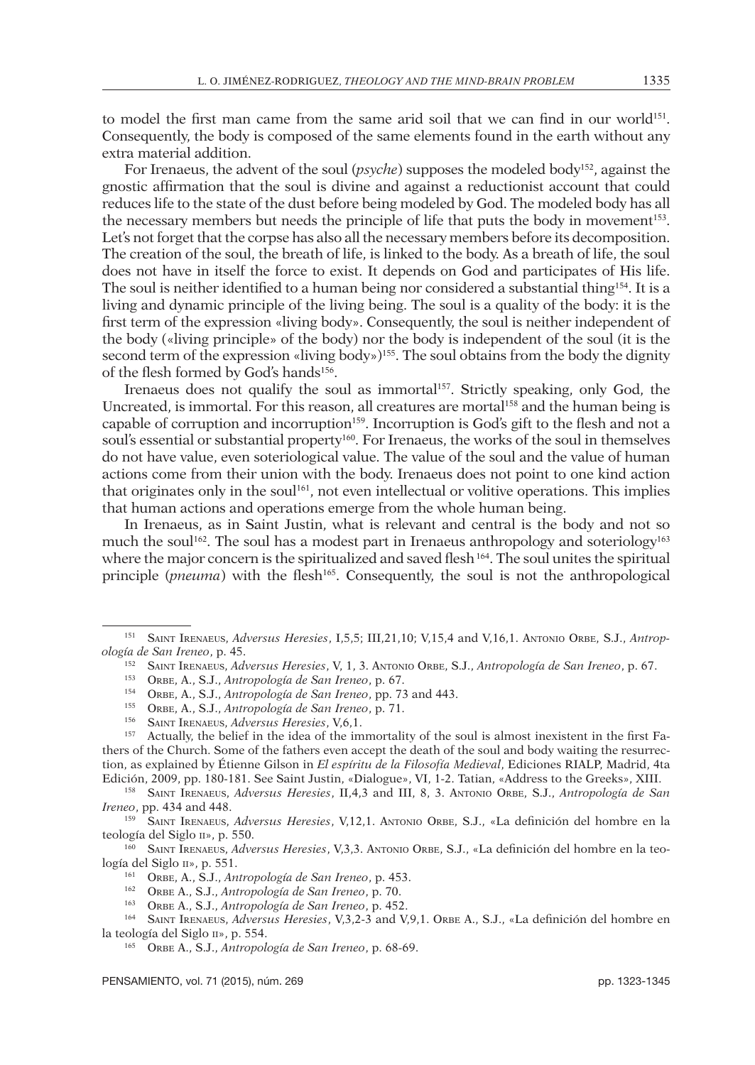to model the first man came from the same arid soil that we can find in our world[151]. Consequently, the body is composed of the same elements found in the earth without any extra material addition.

For Irenaeus, the advent of the soul (*psyche*) supposes the modeled body[152], against the gnostic affirmation that the soul is divine and against a reductionist account that could reduces life to the state of the dust before being modeled by God. The modeled body has all the necessary members but needs the principle of life that puts the body in movement[153]. Let's not forget that the corpse has also all the necessary members before its decomposition. The creation of the soul, the breath of life, is linked to the body. As a breath of life, the soul does not have in itself the force to exist. It depends on God and participates of His life. The soul is neither identified to a human being nor considered a substantial thing[154]. It is a living and dynamic principle of the living being. The soul is a quality of the body: it is the first term of the expression «living body». Consequently, the soul is neither independent of the body («living principle» of the body) nor the body is independent of the soul (it is the second term of the expression «living body»)[155]. The soul obtains from the body the dignity of the flesh formed by God's hands[156].

Irenaeus does not qualify the soul as immortal[157]. Strictly speaking, only God, the Uncreated, is immortal. For this reason, all creatures are mortal[158] and the human being is capable of corruption and incorruption[159]. Incorruption is God's gift to the flesh and not a soul's essential or substantial property[160]. For Irenaeus, the works of the soul in themselves do not have value, even soteriological value. The value of the soul and the value of human actions come from their union with the body. Irenaeus does not point to one kind action that originates only in the soul[161], not even intellectual or volitive operations. This implies that human actions and operations emerge from the whole human being.

In Irenaeus, as in Saint Justin, what is relevant and central is the body and not so much the soul[162]. The soul has a modest part in Irenaeus anthropology and soteriology[163] where the major concern is the spiritualized and saved flesh[164]. The soul unites the spiritual principle (*pneuma*) with the flesh[165]. Consequently, the soul is not the anthropological

---

[151] Saint Irenaeus, *Adversus Heresies*, I,5,5; III,21,10; V,15,4 and V,16,1. Antonio Orbe, S.J., *Antropología de San Ireneo*, p. 45.

[152] Saint Irenaeus, *Adversus Heresies*, V, 1, 3. Antonio Orbe, S.J., *Antropología de San Ireneo*, p. 67.

[153] Orbe, A., S.J., *Antropología de San Ireneo*, p. 67.

[154] Orbe, A., S.J., *Antropología de San Ireneo*, pp. 73 and 443.

[155] Orbe, A., S.J., *Antropología de San Ireneo*, p. 71.

[156] Saint Irenaeus, *Adversus Heresies*, V,6,1.

[157] Actually, the belief in the idea of the immortality of the soul is almost inexistent in the first Fathers of the Church. Some of the fathers even accept the death of the soul and body waiting the resurrection, as explained by Étienne Gilson in *El espíritu de la Filosofía Medieval*, Ediciones RIALP, Madrid, 4ta Edición, 2009, pp. 180-181. See Saint Justin, «Dialogue», VI, 1-2. Tatian, «Address to the Greeks», XIII.

[158] Saint Irenaeus, *Adversus Heresies*, II,4,3 and III, 8, 3. Antonio Orbe, S.J., *Antropología de San Ireneo*, pp. 434 and 448.

[159] Saint Irenaeus, *Adversus Heresies*, V,12,1. Antonio Orbe, S.J., «La definición del hombre en la teología del Siglo II», p. 550.

[160] Saint Irenaeus, *Adversus Heresies*, V,3,3. Antonio Orbe, S.J., «La definición del hombre en la teología del Siglo II», p. 551.

[161] Orbe, A., S.J., *Antropología de San Ireneo*, p. 453.

[162] Orbe A., S.J., *Antropología de San Ireneo*, p. 70.

[163] Orbe A., S.J., *Antropología de San Ireneo*, p. 452.

[164] Saint Irenaeus, *Adversus Heresies*, V,3,2-3 and V,9,1. Orbe A., S.J., «La definición del hombre en la teología del Siglo II», p. 554.

[165] Orbe A., S.J., *Antropología de San Ireneo*, p. 68-69.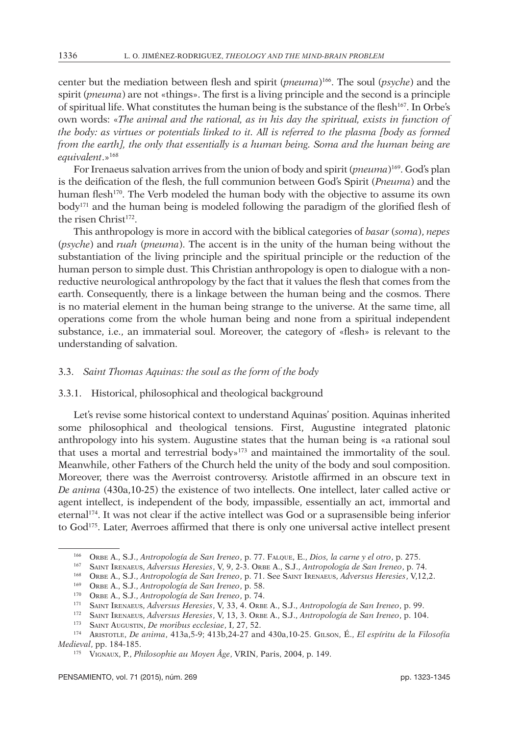center but the mediation between flesh and spirit (*pneuma*)[166]. The soul (*psyche*) and the spirit (*pneuma*) are not «things». The first is a living principle and the second is a principle of spiritual life. What constitutes the human being is the substance of the flesh[167]. In Orbe's own words: «*The animal and the rational, as in his day the spiritual, exists in function of the body: as virtues or potentials linked to it. All is referred to the plasma [body as formed from the earth], the only that essentially is a human being. Soma and the human being are equivalent*.»[168]

For Irenaeus salvation arrives from the union of body and spirit (*pneuma*)[169]. God's plan is the deification of the flesh, the full communion between God's Spirit (*Pneuma*) and the human flesh[170]. The Verb modeled the human body with the objective to assume its own body[171] and the human being is modeled following the paradigm of the glorified flesh of the risen Christ[172].

This anthropology is more in accord with the biblical categories of *basar* (*soma*), *nepes* (*psyche*) and *ruah* (*pneuma*). The accent is in the unity of the human being without the substantiation of the living principle and the spiritual principle or the reduction of the human person to simple dust. This Christian anthropology is open to dialogue with a non-reductive neurological anthropology by the fact that it values the flesh that comes from the earth. Consequently, there is a linkage between the human being and the cosmos. There is no material element in the human being strange to the universe. At the same time, all operations come from the whole human being and none from a spiritual independent substance, i.e., an immaterial soul. Moreover, the category of «flesh» is relevant to the understanding of salvation.

### 3.3. *Saint Thomas Aquinas: the soul as the form of the body*

#### 3.3.1. Historical, philosophical and theological background

Let's revise some historical context to understand Aquinas' position. Aquinas inherited some philosophical and theological tensions. First, Augustine integrated platonic anthropology into his system. Augustine states that the human being is «a rational soul that uses a mortal and terrestrial body»[173] and maintained the immortality of the soul. Meanwhile, other Fathers of the Church held the unity of the body and soul composition. Moreover, there was the Averroist controversy. Aristotle affirmed in an obscure text in *De anima* (430a,10-25) the existence of two intellects. One intellect, later called active or agent intellect, is independent of the body, impassible, essentially an act, immortal and eternal[174]. It was not clear if the active intellect was God or a suprasensible being inferior to God[175]. Later, Averroes affirmed that there is only one universal active intellect present

---

[166] Orbe A., S.J., *Antropología de San Ireneo*, p. 77. Falque, E., *Dios, la carne y el otro*, p. 275.

[167] Saint Irenaeus, *Adversus Heresies*, V, 9, 2-3. Orbe A., S.J., *Antropología de San Ireneo*, p. 74.

[168] Orbe A., S.J., *Antropología de San Ireneo*, p. 71. See Saint Irenaeus, *Adversus Heresies*, V,12,2.

[169] Orbe A., S.J., *Antropología de San Ireneo*, p. 58.

[170] Orbe A., S.J., *Antropología de San Ireneo*, p. 74.

[171] Saint Irenaeus, *Adversus Heresies*, V, 33, 4. Orbe A., S.J., *Antropología de San Ireneo*, p. 99.

[172] Saint Irenaeus, *Adversus Heresies*, V, 13, 3. Orbe A., S.J., *Antropología de San Ireneo*, p. 104.

[173] Saint Augustin, *De moribus ecclesiae*, I, 27, 52.

[174] Aristotle, *De anima*, 413a,5-9; 413b,24-27 and 430a,10-25. Gilson, É., *El espíritu de la Filosofía Medieval*, pp. 184-185.

[175] Vignaux, P., *Philosophie au Moyen Âge*, VRIN, Paris, 2004, p. 149.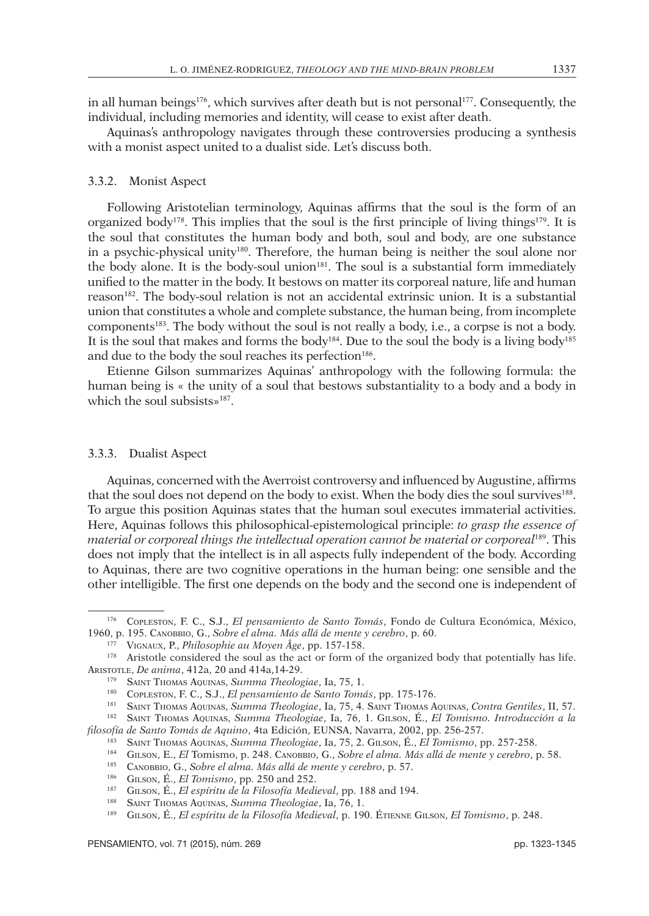in all human beings[176], which survives after death but is not personal[177]. Consequently, the individual, including memories and identity, will cease to exist after death.

Aquinas's anthropology navigates through these controversies producing a synthesis with a monist aspect united to a dualist side. Let's discuss both.

### 3.3.2. Monist Aspect

Following Aristotelian terminology, Aquinas affirms that the soul is the form of an organized body[178]. This implies that the soul is the first principle of living things[179]. It is the soul that constitutes the human body and both, soul and body, are one substance in a psychic-physical unity[180]. Therefore, the human being is neither the soul alone nor the body alone. It is the body-soul union[181]. The soul is a substantial form immediately unified to the matter in the body. It bestows on matter its corporeal nature, life and human reason[182]. The body-soul relation is not an accidental extrinsic union. It is a substantial union that constitutes a whole and complete substance, the human being, from incomplete components[183]. The body without the soul is not really a body, i.e., a corpse is not a body. It is the soul that makes and forms the body[184]. Due to the soul the body is a living body[185] and due to the body the soul reaches its perfection[186].

Etienne Gilson summarizes Aquinas' anthropology with the following formula: the human being is « the unity of a soul that bestows substantiality to a body and a body in which the soul subsists»[187].

### 3.3.3. Dualist Aspect

Aquinas, concerned with the Averroist controversy and influenced by Augustine, affirms that the soul does not depend on the body to exist. When the body dies the soul survives[188]. To argue this position Aquinas states that the human soul executes immaterial activities. Here, Aquinas follows this philosophical-epistemological principle: *to grasp the essence of material or corporeal things the intellectual operation cannot be material or corporeal*[189]. This does not imply that the intellect is in all aspects fully independent of the body. According to Aquinas, there are two cognitive operations in the human being: one sensible and the other intelligible. The first one depends on the body and the second one is independent of

---

[176] Copleston, F. C., S.J., *El pensamiento de Santo Tomás*, Fondo de Cultura Económica, México, 1960, p. 195. Canobbio, G., *Sobre el alma. Más allá de mente y cerebro*, p. 60.

[177] Vignaux, P., *Philosophie au Moyen Âge*, pp. 157-158.

[178] Aristotle considered the soul as the act or form of the organized body that potentially has life. Aristotle, *De anima*, 412a, 20 and 414a,14-29.

[179] Saint Thomas Aquinas, *Summa Theologiae*, Ia, 75, 1.

[180] Copleston, F. C., S.J., *El pensamiento de Santo Tomás*, pp. 175-176.

[181] Saint Thomas Aquinas, *Summa Theologiae*, Ia, 75, 4. Saint Thomas Aquinas, *Contra Gentiles*, II, 57.

[182] Saint Thomas Aquinas, *Summa Theologiae*, Ia, 76, 1. Gilson, É., *El Tomismo. Introducción a la filosofía de Santo Tomás de Aquino*, 4ta Edición, EUNSA, Navarra, 2002, pp. 256-257.

[183] Saint Thomas Aquinas, *Summa Theologiae*, Ia, 75, 2. Gilson, É., *El Tomismo*, pp. 257-258.

[184] Gilson, E., *El* Tomismo, p. 248. Canobbio, G., *Sobre el alma. Más allá de mente y cerebro*, p. 58.

[185] Canobbio, G., *Sobre el alma. Más allá de mente y cerebro*, p. 57.

[186] Gilson, É., *El Tomismo*, pp. 250 and 252.

[187] Gilson, É., *El espíritu de la Filosofía Medieval*, pp. 188 and 194.

[188] Saint Thomas Aquinas, *Summa Theologiae*, Ia, 76, 1.

[189] Gilson, É., *El espíritu de la Filosofía Medieval*, p. 190. Étienne Gilson, *El Tomismo*, p. 248.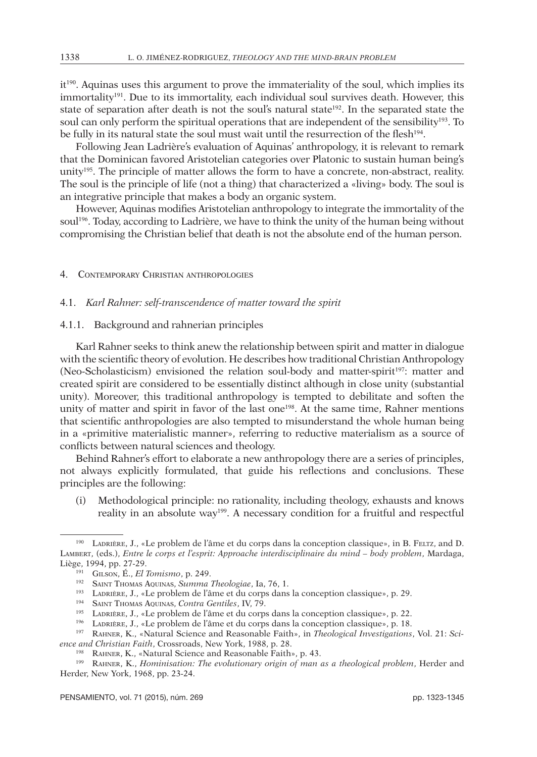it[190]. Aquinas uses this argument to prove the immateriality of the soul, which implies its immortality[191]. Due to its immortality, each individual soul survives death. However, this state of separation after death is not the soul's natural state[192]. In the separated state the soul can only perform the spiritual operations that are independent of the sensibility[193]. To be fully in its natural state the soul must wait until the resurrection of the flesh[194].

Following Jean Ladrière's evaluation of Aquinas' anthropology, it is relevant to remark that the Dominican favored Aristotelian categories over Platonic to sustain human being's unity[195]. The principle of matter allows the form to have a concrete, non-abstract, reality. The soul is the principle of life (not a thing) that characterized a «living» body. The soul is an integrative principle that makes a body an organic system.

However, Aquinas modifies Aristotelian anthropology to integrate the immortality of the soul[196]. Today, according to Ladrière, we have to think the unity of the human being without compromising the Christian belief that death is not the absolute end of the human person.

## 4. Contemporary Christian anthropologies

### 4.1. *Karl Rahner: self-transcendence of matter toward the spirit*

#### 4.1.1. Background and rahnerian principles

Karl Rahner seeks to think anew the relationship between spirit and matter in dialogue with the scientific theory of evolution. He describes how traditional Christian Anthropology (Neo-Scholasticism) envisioned the relation soul-body and matter-spirit[197]: matter and created spirit are considered to be essentially distinct although in close unity (substantial unity). Moreover, this traditional anthropology is tempted to debilitate and soften the unity of matter and spirit in favor of the last one[198]. At the same time, Rahner mentions that scientific anthropologies are also tempted to misunderstand the whole human being in a «primitive materialistic manner», referring to reductive materialism as a source of conflicts between natural sciences and theology.

Behind Rahner's effort to elaborate a new anthropology there are a series of principles, not always explicitly formulated, that guide his reflections and conclusions. These principles are the following:

(i) Methodological principle: no rationality, including theology, exhausts and knows reality in an absolute way[199]. A necessary condition for a fruitful and respectful

---

[190] Ladrière, J., «Le problem de l'âme et du corps dans la conception classique», in B. Feltz, and D. Lambert, (eds.), *Entre le corps et l'esprit: Approache interdisciplinaire du mind – body problem*, Mardaga, Liège, 1994, pp. 27-29.

[191] Gilson, É., *El Tomismo*, p. 249.

[192] Saint Thomas Aquinas, *Summa Theologiae*, Ia, 76, 1.

[193] Ladrière, J., «Le problem de l'âme et du corps dans la conception classique», p. 29.

[194] Saint Thomas Aquinas, *Contra Gentiles*, IV, 79.

[195] Ladrière, J., «Le problem de l'âme et du corps dans la conception classique», p. 22.

[196] Ladrière, J., «Le problem de l'âme et du corps dans la conception classique», p. 18.

[197] Rahner, K., «Natural Science and Reasonable Faith», in *Theological Investigations*, Vol. 21: *Science and Christian Faith*, Crossroads, New York, 1988, p. 28.

[198] Rahner, K., «Natural Science and Reasonable Faith», p. 43.

[199] Rahner, K., *Hominisation: The evolutionary origin of man as a theological problem*, Herder and Herder, New York, 1968, pp. 23-24.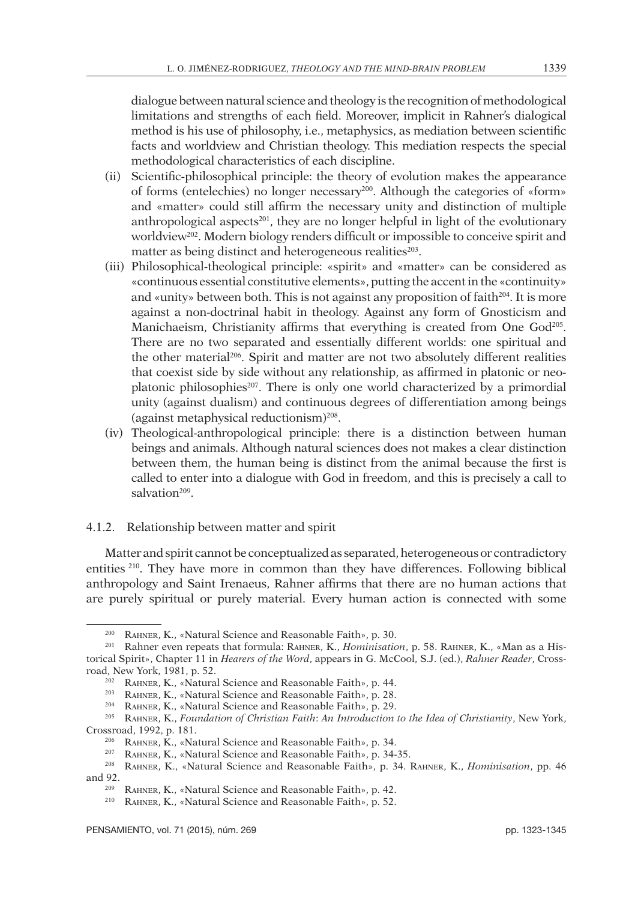dialogue between natural science and theology is the recognition of methodological limitations and strengths of each field. Moreover, implicit in Rahner's dialogical method is his use of philosophy, i.e., metaphysics, as mediation between scientific facts and worldview and Christian theology. This mediation respects the special methodological characteristics of each discipline.

(ii) Scientific-philosophical principle: the theory of evolution makes the appearance of forms (entelechies) no longer necessary[200]. Although the categories of «form» and «matter» could still affirm the necessary unity and distinction of multiple anthropological aspects[201], they are no longer helpful in light of the evolutionary worldview[202]. Modern biology renders difficult or impossible to conceive spirit and matter as being distinct and heterogeneous realities[203].

(iii) Philosophical-theological principle: «spirit» and «matter» can be considered as «continuous essential constitutive elements», putting the accent in the «continuity» and «unity» between both. This is not against any proposition of faith[204]. It is more against a non-doctrinal habit in theology. Against any form of Gnosticism and Manichaeism, Christianity affirms that everything is created from One God[205]. There are no two separated and essentially different worlds: one spiritual and the other material[206]. Spirit and matter are not two absolutely different realities that coexist side by side without any relationship, as affirmed in platonic or neo-platonic philosophies[207]. There is only one world characterized by a primordial unity (against dualism) and continuous degrees of differentiation among beings (against metaphysical reductionism)[208].

(iv) Theological-anthropological principle: there is a distinction between human beings and animals. Although natural sciences does not makes a clear distinction between them, the human being is distinct from the animal because the first is called to enter into a dialogue with God in freedom, and this is precisely a call to salvation[209].

#### 4.1.2. Relationship between matter and spirit

Matter and spirit cannot be conceptualized as separated, heterogeneous or contradictory entities [210]. They have more in common than they have differences. Following biblical anthropology and Saint Irenaeus, Rahner affirms that there are no human actions that are purely spiritual or purely material. Every human action is connected with some

---

[200] Rahner, K., «Natural Science and Reasonable Faith», p. 30.

[201] Rahner even repeats that formula: Rahner, K., *Hominisation*, p. 58. Rahner, K., «Man as a Historical Spirit», Chapter 11 in *Hearers of the Word*, appears in G. McCool, S.J. (ed.), *Rahner Reader*, Crossroad, New York, 1981, p. 52.

[202] Rahner, K., «Natural Science and Reasonable Faith», p. 44.

[203] Rahner, K., «Natural Science and Reasonable Faith», p. 28.

[204] Rahner, K., «Natural Science and Reasonable Faith», p. 29.

[205] Rahner, K., *Foundation of Christian Faith: An Introduction to the Idea of Christianity*, New York, Crossroad, 1992, p. 181.

[206] Rahner, K., «Natural Science and Reasonable Faith», p. 34.

[207] Rahner, K., «Natural Science and Reasonable Faith», p. 34-35.

[208] Rahner, K., «Natural Science and Reasonable Faith», p. 34. Rahner, K., *Hominisation*, pp. 46 and 92.

[209] Rahner, K., «Natural Science and Reasonable Faith», p. 42.

[210] Rahner, K., «Natural Science and Reasonable Faith», p. 52.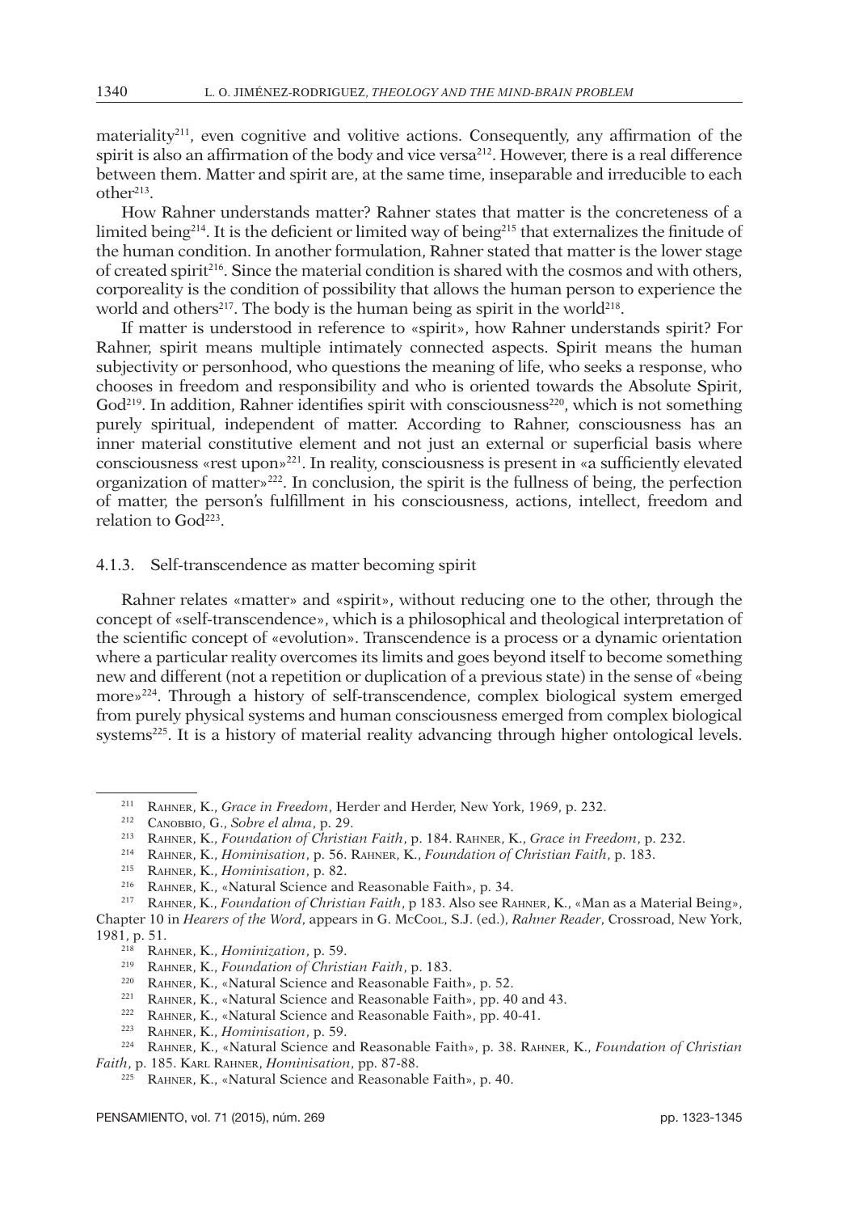materiality[211], even cognitive and volitive actions. Consequently, any affirmation of the spirit is also an affirmation of the body and vice versa[212]. However, there is a real difference between them. Matter and spirit are, at the same time, inseparable and irreducible to each other[213].

How Rahner understands matter? Rahner states that matter is the concreteness of a limited being[214]. It is the deficient or limited way of being[215] that externalizes the finitude of the human condition. In another formulation, Rahner stated that matter is the lower stage of created spirit[216]. Since the material condition is shared with the cosmos and with others, corporeality is the condition of possibility that allows the human person to experience the world and others[217]. The body is the human being as spirit in the world[218].

If matter is understood in reference to «spirit», how Rahner understands spirit? For Rahner, spirit means multiple intimately connected aspects. Spirit means the human subjectivity or personhood, who questions the meaning of life, who seeks a response, who chooses in freedom and responsibility and who is oriented towards the Absolute Spirit, God[219]. In addition, Rahner identifies spirit with consciousness[220], which is not something purely spiritual, independent of matter. According to Rahner, consciousness has an inner material constitutive element and not just an external or superficial basis where consciousness «rest upon»[221]. In reality, consciousness is present in «a sufficiently elevated organization of matter»[222]. In conclusion, the spirit is the fullness of being, the perfection of matter, the person's fulfillment in his consciousness, actions, intellect, freedom and relation to God[223].

#### 4.1.3. Self-transcendence as matter becoming spirit

Rahner relates «matter» and «spirit», without reducing one to the other, through the concept of «self-transcendence», which is a philosophical and theological interpretation of the scientific concept of «evolution». Transcendence is a process or a dynamic orientation where a particular reality overcomes its limits and goes beyond itself to become something new and different (not a repetition or duplication of a previous state) in the sense of «being more»[224]. Through a history of self-transcendence, complex biological system emerged from purely physical systems and human consciousness emerged from complex biological systems[225]. It is a history of material reality advancing through higher ontological levels.

---

[211] Rahner, K., *Grace in Freedom*, Herder and Herder, New York, 1969, p. 232.

[212] Canobbio, G., *Sobre el alma*, p. 29.

[213] Rahner, K., *Foundation of Christian Faith*, p. 184. Rahner, K., *Grace in Freedom*, p. 232.

[214] Rahner, K., *Hominisation*, p. 56. Rahner, K., *Foundation of Christian Faith*, p. 183.

[215] Rahner, K., *Hominisation*, p. 82.

[216] Rahner, K., «Natural Science and Reasonable Faith», p. 34.

[217] Rahner, K., *Foundation of Christian Faith*, p 183. Also see Rahner, K., «Man as a Material Being», Chapter 10 in *Hearers of the Word*, appears in G. McCool, S.J. (ed.), *Rahner Reader*, Crossroad, New York, 1981, p. 51.

[218] Rahner, K., *Hominization*, p. 59.

[219] Rahner, K., *Foundation of Christian Faith*, p. 183.

[220] Rahner, K., «Natural Science and Reasonable Faith», p. 52.

[221] Rahner, K., «Natural Science and Reasonable Faith», pp. 40 and 43.

[222] Rahner, K., «Natural Science and Reasonable Faith», pp. 40-41.

[223] Rahner, K., *Hominisation*, p. 59.

[224] Rahner, K., «Natural Science and Reasonable Faith», p. 38. Rahner, K., *Foundation of Christian Faith*, p. 185. Karl Rahner, *Hominisation*, pp. 87-88.

[225] Rahner, K., «Natural Science and Reasonable Faith», p. 40.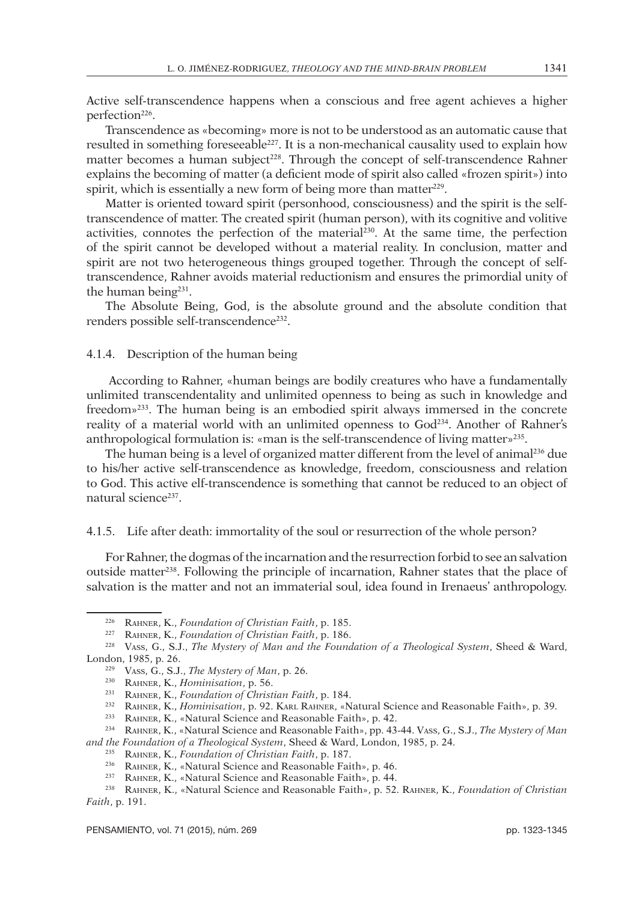Active self-transcendence happens when a conscious and free agent achieves a higher perfection[226].

Transcendence as «becoming» more is not to be understood as an automatic cause that resulted in something foreseeable[227]. It is a non-mechanical causality used to explain how matter becomes a human subject[228]. Through the concept of self-transcendence Rahner explains the becoming of matter (a deficient mode of spirit also called «frozen spirit») into spirit, which is essentially a new form of being more than matter[229].

Matter is oriented toward spirit (personhood, consciousness) and the spirit is the self-transcendence of matter. The created spirit (human person), with its cognitive and volitive activities, connotes the perfection of the material[230]. At the same time, the perfection of the spirit cannot be developed without a material reality. In conclusion, matter and spirit are not two heterogeneous things grouped together. Through the concept of self-transcendence, Rahner avoids material reductionism and ensures the primordial unity of the human being[231].

The Absolute Being, God, is the absolute ground and the absolute condition that renders possible self-transcendence[232].

#### 4.1.4. Description of the human being

According to Rahner, «human beings are bodily creatures who have a fundamentally unlimited transcendentality and unlimited openness to being as such in knowledge and freedom»[233]. The human being is an embodied spirit always immersed in the concrete reality of a material world with an unlimited openness to God[234]. Another of Rahner's anthropological formulation is: «man is the self-transcendence of living matter»[235].

The human being is a level of organized matter different from the level of animal[236] due to his/her active self-transcendence as knowledge, freedom, consciousness and relation to God. This active elf-transcendence is something that cannot be reduced to an object of natural science[237].

#### 4.1.5. Life after death: immortality of the soul or resurrection of the whole person?

For Rahner, the dogmas of the incarnation and the resurrection forbid to see an salvation outside matter[238]. Following the principle of incarnation, Rahner states that the place of salvation is the matter and not an immaterial soul, idea found in Irenaeus' anthropology.

---

[226] Rahner, K., *Foundation of Christian Faith*, p. 185.

[227] Rahner, K., *Foundation of Christian Faith*, p. 186.

[228] Vass, G., S.J., *The Mystery of Man and the Foundation of a Theological System*, Sheed & Ward, London, 1985, p. 26.

[229] Vass, G., S.J., *The Mystery of Man*, p. 26.

[230] Rahner, K., *Hominisation*, p. 56.

[231] Rahner, K., *Foundation of Christian Faith*, p. 184.

[232] Rahner, K., *Hominisation*, p. 92. Karl Rahner, «Natural Science and Reasonable Faith», p. 39.

[233] Rahner, K., «Natural Science and Reasonable Faith», p. 42.

[234] Rahner, K., «Natural Science and Reasonable Faith», pp. 43-44. Vass, G., S.J., *The Mystery of Man and the Foundation of a Theological System*, Sheed & Ward, London, 1985, p. 24.

[235] Rahner, K., *Foundation of Christian Faith*, p. 187.

[236] Rahner, K., «Natural Science and Reasonable Faith», p. 46.

[237] Rahner, K., «Natural Science and Reasonable Faith», p. 44.

[238] Rahner, K., «Natural Science and Reasonable Faith», p. 52. Rahner, K., *Foundation of Christian Faith*, p. 191.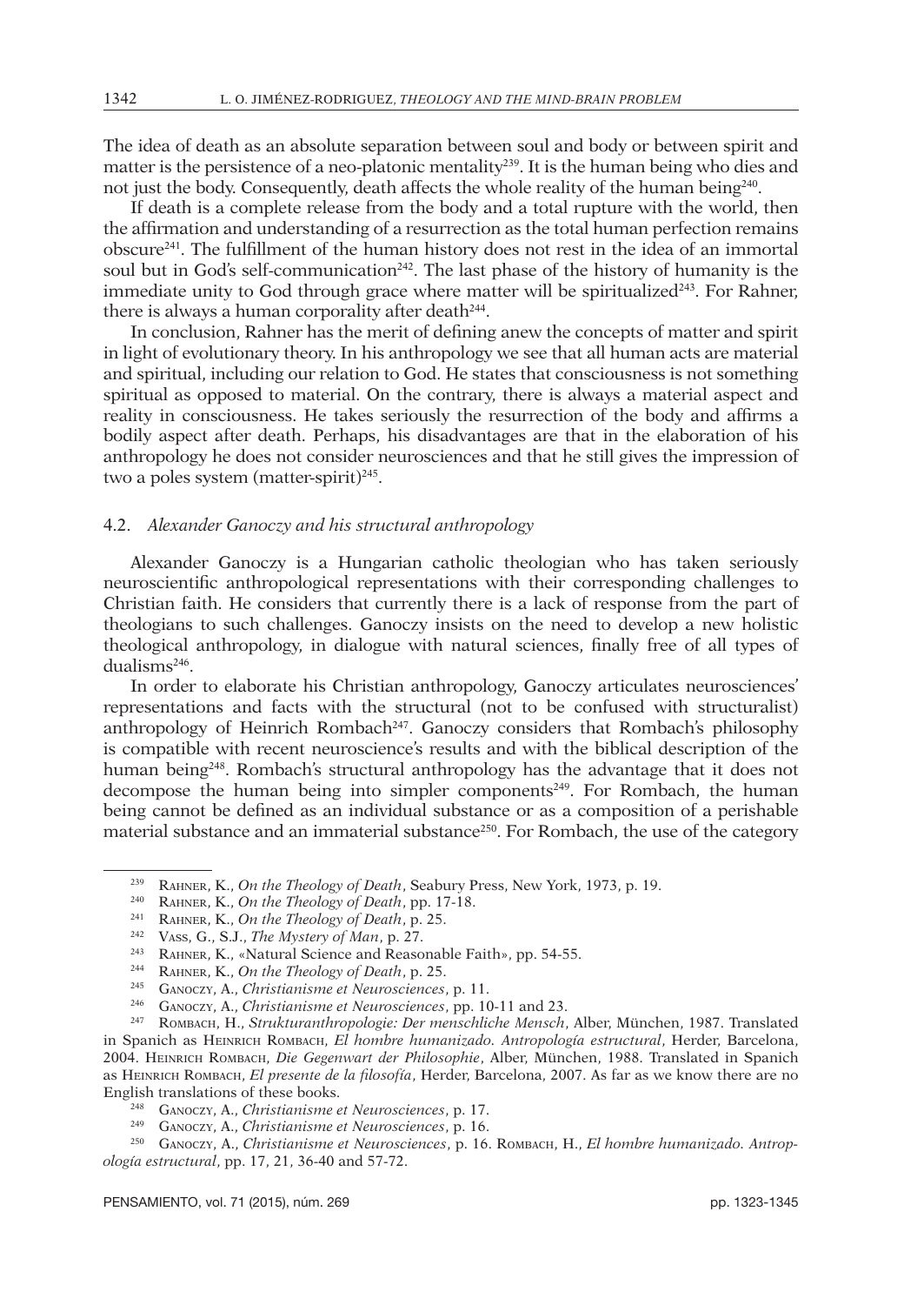The idea of death as an absolute separation between soul and body or between spirit and matter is the persistence of a neo-platonic mentality[239]. It is the human being who dies and not just the body. Consequently, death affects the whole reality of the human being[240].

If death is a complete release from the body and a total rupture with the world, then the affirmation and understanding of a resurrection as the total human perfection remains obscure[241]. The fulfillment of the human history does not rest in the idea of an immortal soul but in God's self-communication[242]. The last phase of the history of humanity is the immediate unity to God through grace where matter will be spiritualized[243]. For Rahner, there is always a human corporality after death[244].

In conclusion, Rahner has the merit of defining anew the concepts of matter and spirit in light of evolutionary theory. In his anthropology we see that all human acts are material and spiritual, including our relation to God. He states that consciousness is not something spiritual as opposed to material. On the contrary, there is always a material aspect and reality in consciousness. He takes seriously the resurrection of the body and affirms a bodily aspect after death. Perhaps, his disadvantages are that in the elaboration of his anthropology he does not consider neurosciences and that he still gives the impression of two a poles system (matter-spirit)[245].

### 4.2. *Alexander Ganoczy and his structural anthropology*

Alexander Ganoczy is a Hungarian catholic theologian who has taken seriously neuroscientific anthropological representations with their corresponding challenges to Christian faith. He considers that currently there is a lack of response from the part of theologians to such challenges. Ganoczy insists on the need to develop a new holistic theological anthropology, in dialogue with natural sciences, finally free of all types of dualisms[246].

In order to elaborate his Christian anthropology, Ganoczy articulates neurosciences' representations and facts with the structural (not to be confused with structuralist) anthropology of Heinrich Rombach[247]. Ganoczy considers that Rombach's philosophy is compatible with recent neuroscience's results and with the biblical description of the human being[248]. Rombach's structural anthropology has the advantage that it does not decompose the human being into simpler components[249]. For Rombach, the human being cannot be defined as an individual substance or as a composition of a perishable material substance and an immaterial substance[250]. For Rombach, the use of the category

---

[239] Rahner, K., *On the Theology of Death*, Seabury Press, New York, 1973, p. 19.

[240] Rahner, K., *On the Theology of Death*, pp. 17-18.

[241] Rahner, K., *On the Theology of Death*, p. 25.

[242] Vass, G., S.J., *The Mystery of Man*, p. 27.

[243] Rahner, K., «Natural Science and Reasonable Faith», pp. 54-55.

[244] Rahner, K., *On the Theology of Death*, p. 25.

[245] Ganoczy, A., *Christianisme et Neurosciences*, p. 11.

[246] Ganoczy, A., *Christianisme et Neurosciences*, pp. 10-11 and 23.

[247] Rombach, H., *Strukturanthropologie: Der menschliche Mensch*, Alber, München, 1987. Translated in Spanich as Heinrich Rombach, *El hombre humanizado. Antropología estructural*, Herder, Barcelona, 2004. Heinrich Rombach, *Die Gegenwart der Philosophie*, Alber, München, 1988. Translated in Spanich as Heinrich Rombach, *El presente de la filosofía*, Herder, Barcelona, 2007. As far as we know there are no English translations of these books.

[248] Ganoczy, A., *Christianisme et Neurosciences*, p. 17.

[249] Ganoczy, A., *Christianisme et Neurosciences*, p. 16.

[250] Ganoczy, A., *Christianisme et Neurosciences*, p. 16. Rombach, H., *El hombre humanizado. Antropología estructural*, pp. 17, 21, 36-40 and 57-72.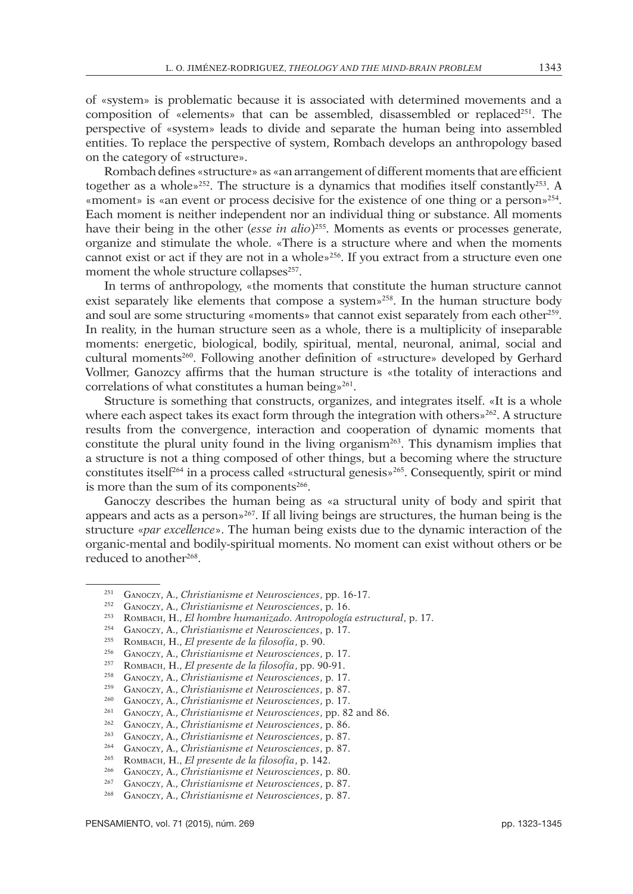of «system» is problematic because it is associated with determined movements and a composition of «elements» that can be assembled, disassembled or replaced[251]. The perspective of «system» leads to divide and separate the human being into assembled entities. To replace the perspective of system, Rombach develops an anthropology based on the category of «structure».

Rombach defines «structure» as «an arrangement of different moments that are efficient together as a whole»[252]. The structure is a dynamics that modifies itself constantly[253]. A «moment» is «an event or process decisive for the existence of one thing or a person»[254]. Each moment is neither independent nor an individual thing or substance. All moments have their being in the other (*esse in alio*)[255]. Moments as events or processes generate, organize and stimulate the whole. «There is a structure where and when the moments cannot exist or act if they are not in a whole»[256]. If you extract from a structure even one moment the whole structure collapses[257].

In terms of anthropology, «the moments that constitute the human structure cannot exist separately like elements that compose a system»[258]. In the human structure body and soul are some structuring «moments» that cannot exist separately from each other[259]. In reality, in the human structure seen as a whole, there is a multiplicity of inseparable moments: energetic, biological, bodily, spiritual, mental, neuronal, animal, social and cultural moments[260]. Following another definition of «structure» developed by Gerhard Vollmer, Ganoczy affirms that the human structure is «the totality of interactions and correlations of what constitutes a human being»[261].

Structure is something that constructs, organizes, and integrates itself. «It is a whole where each aspect takes its exact form through the integration with others»[262]. A structure results from the convergence, interaction and cooperation of dynamic moments that constitute the plural unity found in the living organism[263]. This dynamism implies that a structure is not a thing composed of other things, but a becoming where the structure constitutes itself[264] in a process called «structural genesis»[265]. Consequently, spirit or mind is more than the sum of its components[266].

Ganoczy describes the human being as «a structural unity of body and spirit that appears and acts as a person»[267]. If all living beings are structures, the human being is the structure «*par excellence*». The human being exists due to the dynamic interaction of the organic-mental and bodily-spiritual moments. No moment can exist without others or be reduced to another[268].

---

[251] Ganoczy, A., *Christianisme et Neurosciences*, pp. 16-17.
[252] Ganoczy, A., *Christianisme et Neurosciences*, p. 16.
[253] Rombach, H., *El hombre humanizado. Antropología estructural*, p. 17.
[254] Ganoczy, A., *Christianisme et Neurosciences*, p. 17.
[255] Rombach, H., *El presente de la filosofía*, p. 90.
[256] Ganoczy, A., *Christianisme et Neurosciences*, p. 17.
[257] Rombach, H., *El presente de la filosofía*, pp. 90-91.
[258] Ganoczy, A., *Christianisme et Neurosciences*, p. 17.
[259] Ganoczy, A., *Christianisme et Neurosciences*, p. 87.
[260] Ganoczy, A., *Christianisme et Neurosciences*, p. 17.
[261] Ganoczy, A., *Christianisme et Neurosciences*, pp. 82 and 86.
[262] Ganoczy, A., *Christianisme et Neurosciences*, p. 86.
[263] Ganoczy, A., *Christianisme et Neurosciences*, p. 87.
[264] Ganoczy, A., *Christianisme et Neurosciences*, p. 87.
[265] Rombach, H., *El presente de la filosofía*, p. 142.
[266] Ganoczy, A., *Christianisme et Neurosciences*, p. 80.
[267] Ganoczy, A., *Christianisme et Neurosciences*, p. 87.
[268] Ganoczy, A., *Christianisme et Neurosciences*, p. 87.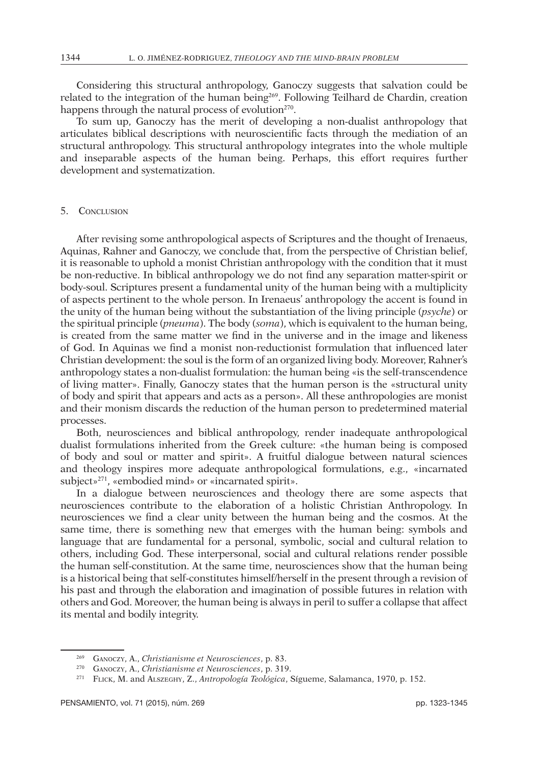Considering this structural anthropology, Ganoczy suggests that salvation could be related to the integration of the human being[269]. Following Teilhard de Chardin, creation happens through the natural process of evolution[270].

To sum up, Ganoczy has the merit of developing a non-dualist anthropology that articulates biblical descriptions with neuroscientific facts through the mediation of an structural anthropology. This structural anthropology integrates into the whole multiple and inseparable aspects of the human being. Perhaps, this effort requires further development and systematization.

## 5. Conclusion

After revising some anthropological aspects of Scriptures and the thought of Irenaeus, Aquinas, Rahner and Ganoczy, we conclude that, from the perspective of Christian belief, it is reasonable to uphold a monist Christian anthropology with the condition that it must be non-reductive. In biblical anthropology we do not find any separation matter-spirit or body-soul. Scriptures present a fundamental unity of the human being with a multiplicity of aspects pertinent to the whole person. In Irenaeus' anthropology the accent is found in the unity of the human being without the substantiation of the living principle (*psyche*) or the spiritual principle (*pneuma*). The body (*soma*), which is equivalent to the human being, is created from the same matter we find in the universe and in the image and likeness of God. In Aquinas we find a monist non-reductionist formulation that influenced later Christian development: the soul is the form of an organized living body. Moreover, Rahner's anthropology states a non-dualist formulation: the human being «is the self-transcendence of living matter». Finally, Ganoczy states that the human person is the «structural unity of body and spirit that appears and acts as a person». All these anthropologies are monist and their monism discards the reduction of the human person to predetermined material processes.

Both, neurosciences and biblical anthropology, render inadequate anthropological dualist formulations inherited from the Greek culture: «the human being is composed of body and soul or matter and spirit». A fruitful dialogue between natural sciences and theology inspires more adequate anthropological formulations, e.g., «incarnated subject»[271], «embodied mind» or «incarnated spirit».

In a dialogue between neurosciences and theology there are some aspects that neurosciences contribute to the elaboration of a holistic Christian Anthropology. In neurosciences we find a clear unity between the human being and the cosmos. At the same time, there is something new that emerges with the human being: symbols and language that are fundamental for a personal, symbolic, social and cultural relation to others, including God. These interpersonal, social and cultural relations render possible the human self-constitution. At the same time, neurosciences show that the human being is a historical being that self-constitutes himself/herself in the present through a revision of his past and through the elaboration and imagination of possible futures in relation with others and God. Moreover, the human being is always in peril to suffer a collapse that affect its mental and bodily integrity.

---

[269] Ganoczy, A., *Christianisme et Neurosciences*, p. 83.

[270] Ganoczy, A., *Christianisme et Neurosciences*, p. 319.

[271] Flick, M. and Alszeghy, Z., *Antropología Teológica*, Sígueme, Salamanca, 1970, p. 152.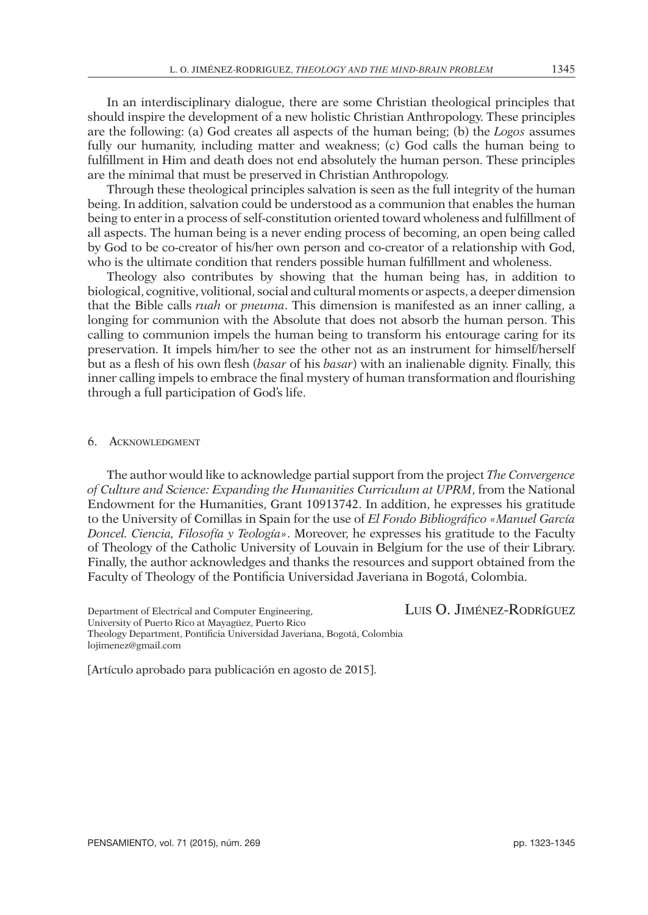In an interdisciplinary dialogue, there are some Christian theological principles that should inspire the development of a new holistic Christian Anthropology. These principles are the following: (a) God creates all aspects of the human being; (b) the *Logos* assumes fully our humanity, including matter and weakness; (c) God calls the human being to fulfillment in Him and death does not end absolutely the human person. These principles are the minimal that must be preserved in Christian Anthropology.

Through these theological principles salvation is seen as the full integrity of the human being. In addition, salvation could be understood as a communion that enables the human being to enter in a process of self-constitution oriented toward wholeness and fulfillment of all aspects. The human being is a never ending process of becoming, an open being called by God to be co-creator of his/her own person and co-creator of a relationship with God, who is the ultimate condition that renders possible human fulfillment and wholeness.

Theology also contributes by showing that the human being has, in addition to biological, cognitive, volitional, social and cultural moments or aspects, a deeper dimension that the Bible calls *ruah* or *pneuma*. This dimension is manifested as an inner calling, a longing for communion with the Absolute that does not absorb the human person. This calling to communion impels the human being to transform his entourage caring for its preservation. It impels him/her to see the other not as an instrument for himself/herself but as a flesh of his own flesh (*basar* of his *basar*) with an inalienable dignity. Finally, this inner calling impels to embrace the final mystery of human transformation and flourishing through a full participation of God's life.

## 6. Acknowledgment

The author would like to acknowledge partial support from the project *The Convergence of Culture and Science: Expanding the Humanities Curriculum at UPRM*, from the National Endowment for the Humanities, Grant 10913742. In addition, he expresses his gratitude to the University of Comillas in Spain for the use of *El Fondo Bibliográfico «Manuel García Doncel. Ciencia, Filosofía y Teología»*. Moreover, he expresses his gratitude to the Faculty of Theology of the Catholic University of Louvain in Belgium for the use of their Library. Finally, the author acknowledges and thanks the resources and support obtained from the Faculty of Theology of the Pontificia Universidad Javeriana in Bogotá, Colombia.

Luis O. Jiménez-Rodríguez

Department of Electrical and Computer Engineering,
University of Puerto Rico at Mayagüez, Puerto Rico
Theology Department, Pontificia Universidad Javeriana, Bogotá, Colombia
lojimenez@gmail.com

[Artículo aprobado para publicación en agosto de 2015].